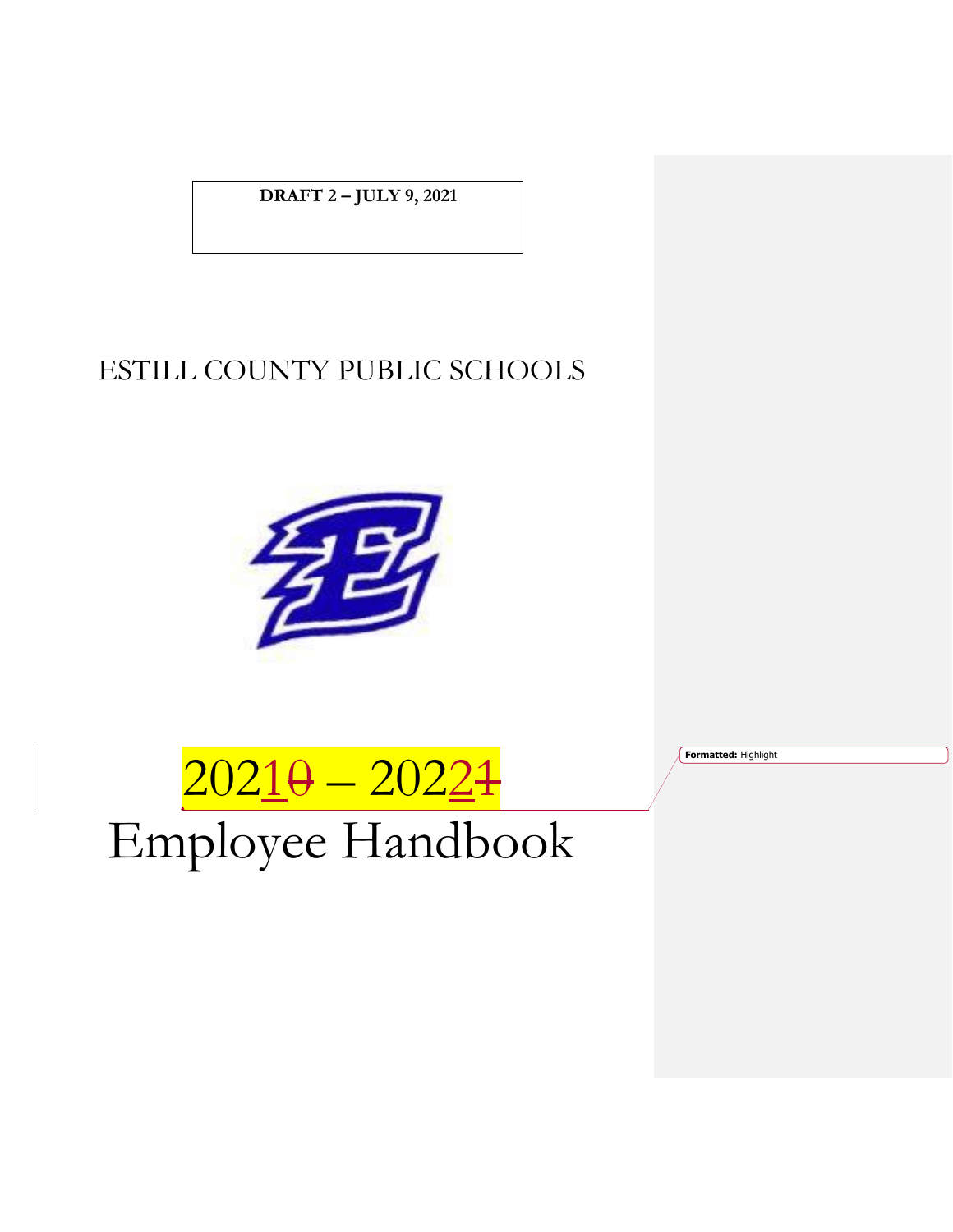**DRAFT 2 – JULY 9, 2021**

# ESTILL COUNTY PUBLIC SCHOOLS

# 2021 – 2022

# Employee Handbook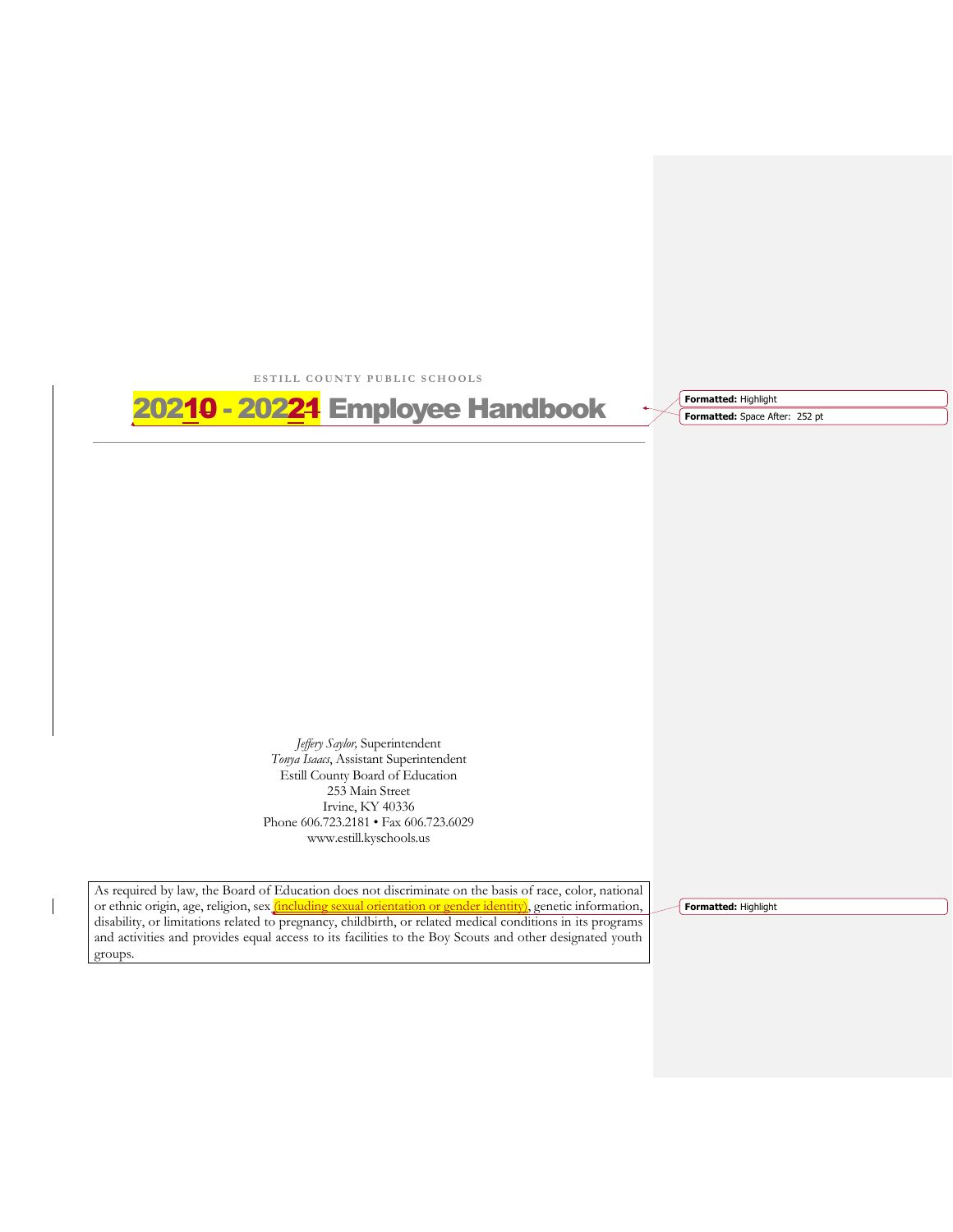ESTILL COUNTY PUBLIC SCHOOLS

# 2021 - 2022 Employee Handbook

*Jeffery Saylor,* Superintendent
*Tonya Isaacs*, Assistant Superintendent
Estill County Board of Education
253 Main Street
Irvine, KY 40336
Phone 606.723.2181 • Fax 606.723.6029
www.estill.kyschools.us

As required by law, the Board of Education does not discriminate on the basis of race, color, national or ethnic origin, age, religion, sex (including sexual orientation or gender identity), genetic information, disability, or limitations related to pregnancy, childbirth, or related medical conditions in its programs and activities and provides equal access to its facilities to the Boy Scouts and other designated youth groups.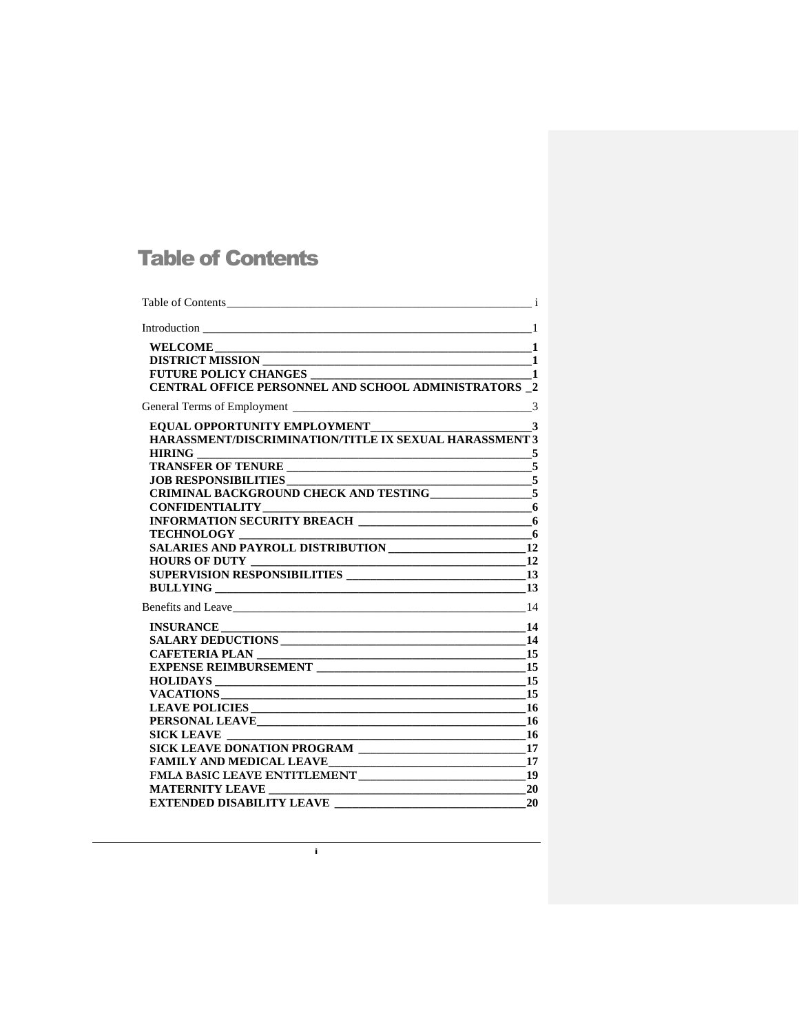# Table of Contents

Table of Contents ____ i

Introduction ____ 1

- **WELCOME ____ 1**
- **DISTRICT MISSION ____ 1**
- **FUTURE POLICY CHANGES ____ 1**
- **CENTRAL OFFICE PERSONNEL AND SCHOOL ADMINISTRATORS ____ 2**

General Terms of Employment ____ 3

- **EQUAL OPPORTUNITY EMPLOYMENT ____ 3**
- **HARASSMENT/DISCRIMINATION/TITLE IX SEXUAL HARASSMENT 3**
- **HIRING ____ 5**
- **TRANSFER OF TENURE ____ 5**
- **JOB RESPONSIBILITIES ____ 5**
- **CRIMINAL BACKGROUND CHECK AND TESTING ____ 5**
- **CONFIDENTIALITY ____ 6**
- **INFORMATION SECURITY BREACH ____ 6**
- **TECHNOLOGY ____ 6**
- **SALARIES AND PAYROLL DISTRIBUTION ____ 12**
- **HOURS OF DUTY ____ 12**
- **SUPERVISION RESPONSIBILITIES ____ 13**
- **BULLYING ____ 13**

Benefits and Leave ____ 14

- **INSURANCE ____ 14**
- **SALARY DEDUCTIONS ____ 14**
- **CAFETERIA PLAN ____ 15**
- **EXPENSE REIMBURSEMENT ____ 15**
- **HOLIDAYS ____ 15**
- **VACATIONS ____ 15**
- **LEAVE POLICIES ____ 16**
- **PERSONAL LEAVE ____ 16**
- **SICK LEAVE ____ 16**
- **SICK LEAVE DONATION PROGRAM ____ 17**
- **FAMILY AND MEDICAL LEAVE ____ 17**
- **FMLA BASIC LEAVE ENTITLEMENT ____ 19**
- **MATERNITY LEAVE ____ 20**
- **EXTENDED DISABILITY LEAVE ____ 20**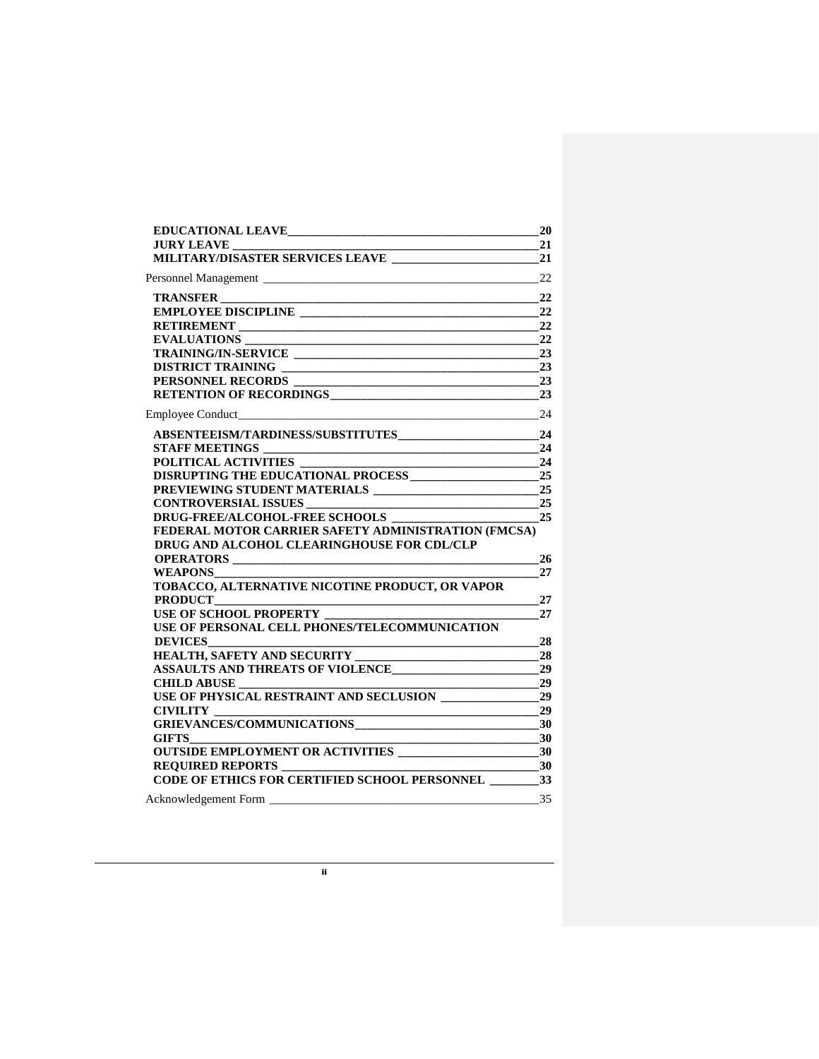| | |
|---|---|
| **EDUCATIONAL LEAVE** | **20** |
| **JURY LEAVE** | **21** |
| **MILITARY/DISASTER SERVICES LEAVE** | **21** |
| Personnel Management | 22 |
| **TRANSFER** | **22** |
| **EMPLOYEE DISCIPLINE** | **22** |
| **RETIREMENT** | **22** |
| **EVALUATIONS** | **22** |
| **TRAINING/IN-SERVICE** | **23** |
| **DISTRICT TRAINING** | **23** |
| **PERSONNEL RECORDS** | **23** |
| **RETENTION OF RECORDINGS** | **23** |
| Employee Conduct | 24 |
| **ABSENTEEISM/TARDINESS/SUBSTITUTES** | **24** |
| **STAFF MEETINGS** | **24** |
| **POLITICAL ACTIVITIES** | **24** |
| **DISRUPTING THE EDUCATIONAL PROCESS** | **25** |
| **PREVIEWING STUDENT MATERIALS** | **25** |
| **CONTROVERSIAL ISSUES** | **25** |
| **DRUG-FREE/ALCOHOL-FREE SCHOOLS** | **25** |
| **FEDERAL MOTOR CARRIER SAFETY ADMINISTRATION (FMCSA) DRUG AND ALCOHOL CLEARINGHOUSE FOR CDL/CLP OPERATORS** | **26** |
| **WEAPONS** | **27** |
| **TOBACCO, ALTERNATIVE NICOTINE PRODUCT, OR VAPOR PRODUCT** | **27** |
| **USE OF SCHOOL PROPERTY** | **27** |
| **USE OF PERSONAL CELL PHONES/TELECOMMUNICATION DEVICES** | **28** |
| **HEALTH, SAFETY AND SECURITY** | **28** |
| **ASSAULTS AND THREATS OF VIOLENCE** | **29** |
| **CHILD ABUSE** | **29** |
| **USE OF PHYSICAL RESTRAINT AND SECLUSION** | **29** |
| **CIVILITY** | **29** |
| **GRIEVANCES/COMMUNICATIONS** | **30** |
| **GIFTS** | **30** |
| **OUTSIDE EMPLOYMENT OR ACTIVITIES** | **30** |
| **REQUIRED REPORTS** | **30** |
| **CODE OF ETHICS FOR CERTIFIED SCHOOL PERSONNEL** | **33** |
| Acknowledgement Form | 35 |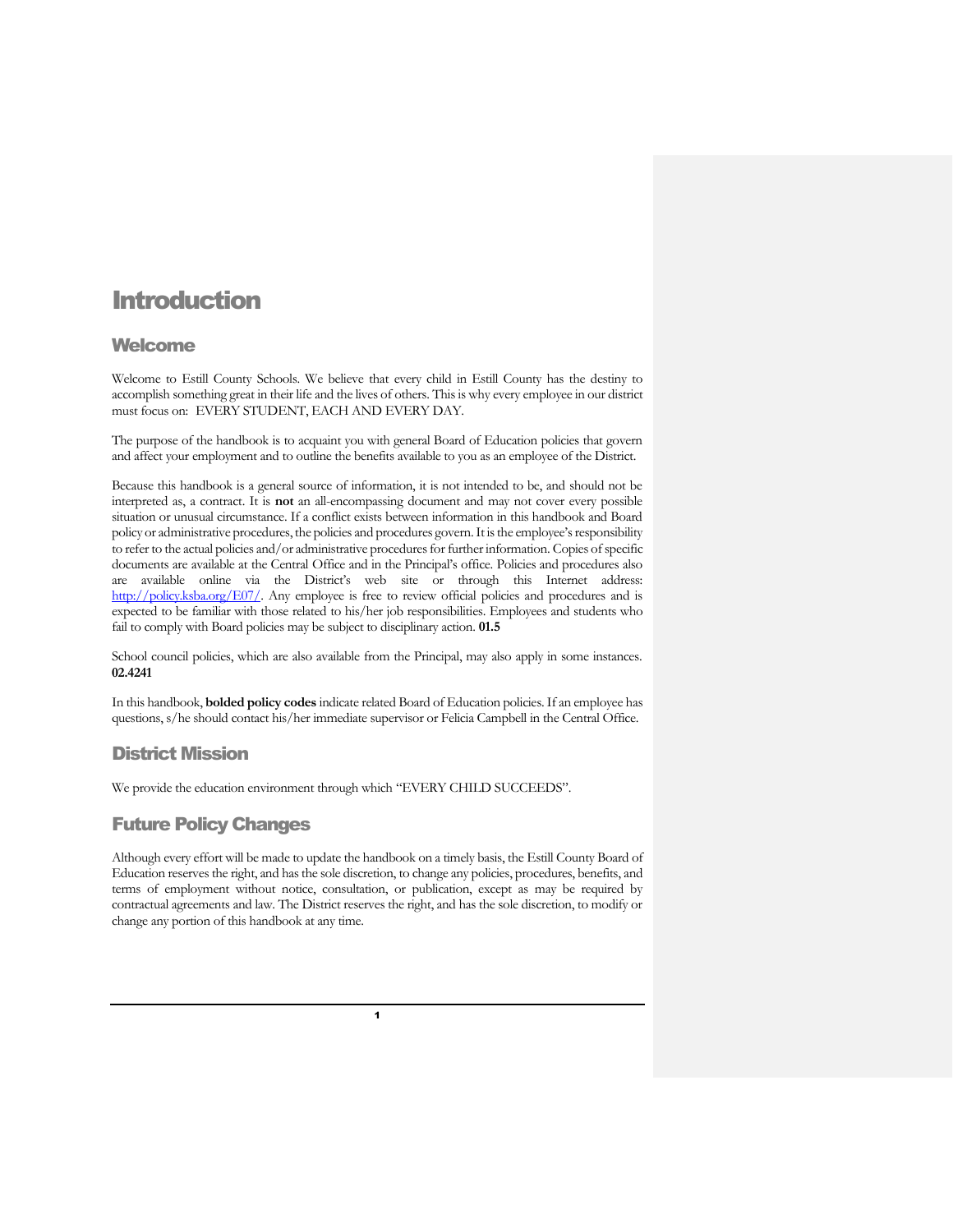# Introduction

## Welcome

Welcome to Estill County Schools. We believe that every child in Estill County has the destiny to accomplish something great in their life and the lives of others. This is why every employee in our district must focus on: EVERY STUDENT, EACH AND EVERY DAY.

The purpose of the handbook is to acquaint you with general Board of Education policies that govern and affect your employment and to outline the benefits available to you as an employee of the District.

Because this handbook is a general source of information, it is not intended to be, and should not be interpreted as, a contract. It is **not** an all-encompassing document and may not cover every possible situation or unusual circumstance. If a conflict exists between information in this handbook and Board policy or administrative procedures, the policies and procedures govern. It is the employee's responsibility to refer to the actual policies and/or administrative procedures for further information. Copies of specific documents are available at the Central Office and in the Principal's office. Policies and procedures also are available online via the District's web site or through this Internet address: http://policy.ksba.org/E07/. Any employee is free to review official policies and procedures and is expected to be familiar with those related to his/her job responsibilities. Employees and students who fail to comply with Board policies may be subject to disciplinary action. **01.5**

School council policies, which are also available from the Principal, may also apply in some instances. **02.4241**

In this handbook, **bolded policy codes** indicate related Board of Education policies. If an employee has questions, s/he should contact his/her immediate supervisor or Felicia Campbell in the Central Office.

## District Mission

We provide the education environment through which "EVERY CHILD SUCCEEDS".

## Future Policy Changes

Although every effort will be made to update the handbook on a timely basis, the Estill County Board of Education reserves the right, and has the sole discretion, to change any policies, procedures, benefits, and terms of employment without notice, consultation, or publication, except as may be required by contractual agreements and law. The District reserves the right, and has the sole discretion, to modify or change any portion of this handbook at any time.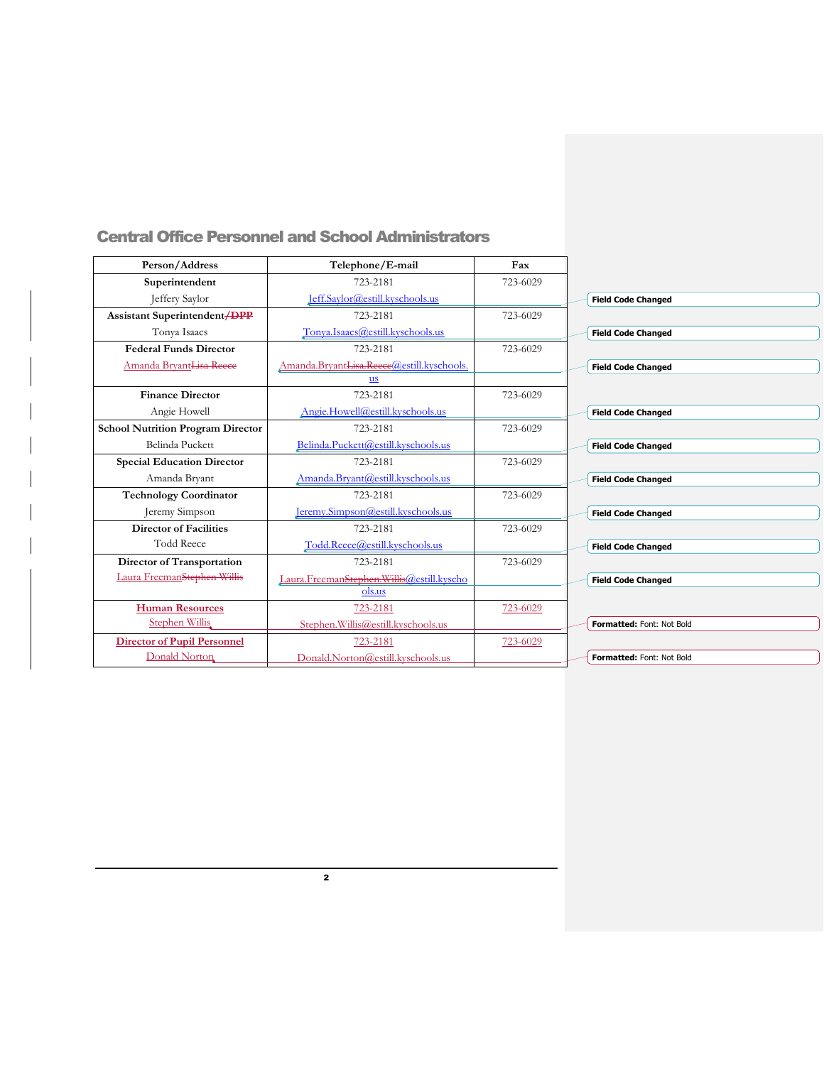## Central Office Personnel and School Administrators

| Person/Address | Telephone/E-mail | Fax |
|---|---|---|
| **Superintendent**<br>Jeffery Saylor | 723-2181<br>Jeff.Saylor@estill.kyschools.us | 723-6029 |
| **Assistant Superintendent~~/DPP~~**<br>Tonya Isaacs | 723-2181<br>Tonya.Isaacs@estill.kyschools.us | 723-6029 |
| **Federal Funds Director**<br>Amanda Bryant~~Lisa Reece~~ | 723-2181<br>Amanda.Bryant~~Lisa.Reece~~@estill.kyschools.us | 723-6029 |
| **Finance Director**<br>Angie Howell | 723-2181<br>Angie.Howell@estill.kyschools.us | 723-6029 |
| **School Nutrition Program Director**<br>Belinda Puckett | 723-2181<br>Belinda.Puckett@estill.kyschools.us | 723-6029 |
| **Special Education Director**<br>Amanda Bryant | 723-2181<br>Amanda.Bryant@estill.kyschools.us | 723-6029 |
| **Technology Coordinator**<br>Jeremy Simpson | 723-2181<br>Jeremy.Simpson@estill.kyschools.us | 723-6029 |
| **Director of Facilities**<br>Todd Reece | 723-2181<br>Todd.Reece@estill.kyschools.us | 723-6029 |
| **Director of Transportation**<br>Laura Freeman~~Stephen Willis~~ | 723-2181<br>Laura.Freeman~~Stephen.Willis~~@estill.kyschools.us | 723-6029 |
| **Human Resources**<br>Stephen Willis | 723-2181<br>Stephen.Willis@estill.kyschools.us | 723-6029 |
| **Director of Pupil Personnel**<br>Donald Norton | 723-2181<br>Donald.Norton@estill.kyschools.us | 723-6029 |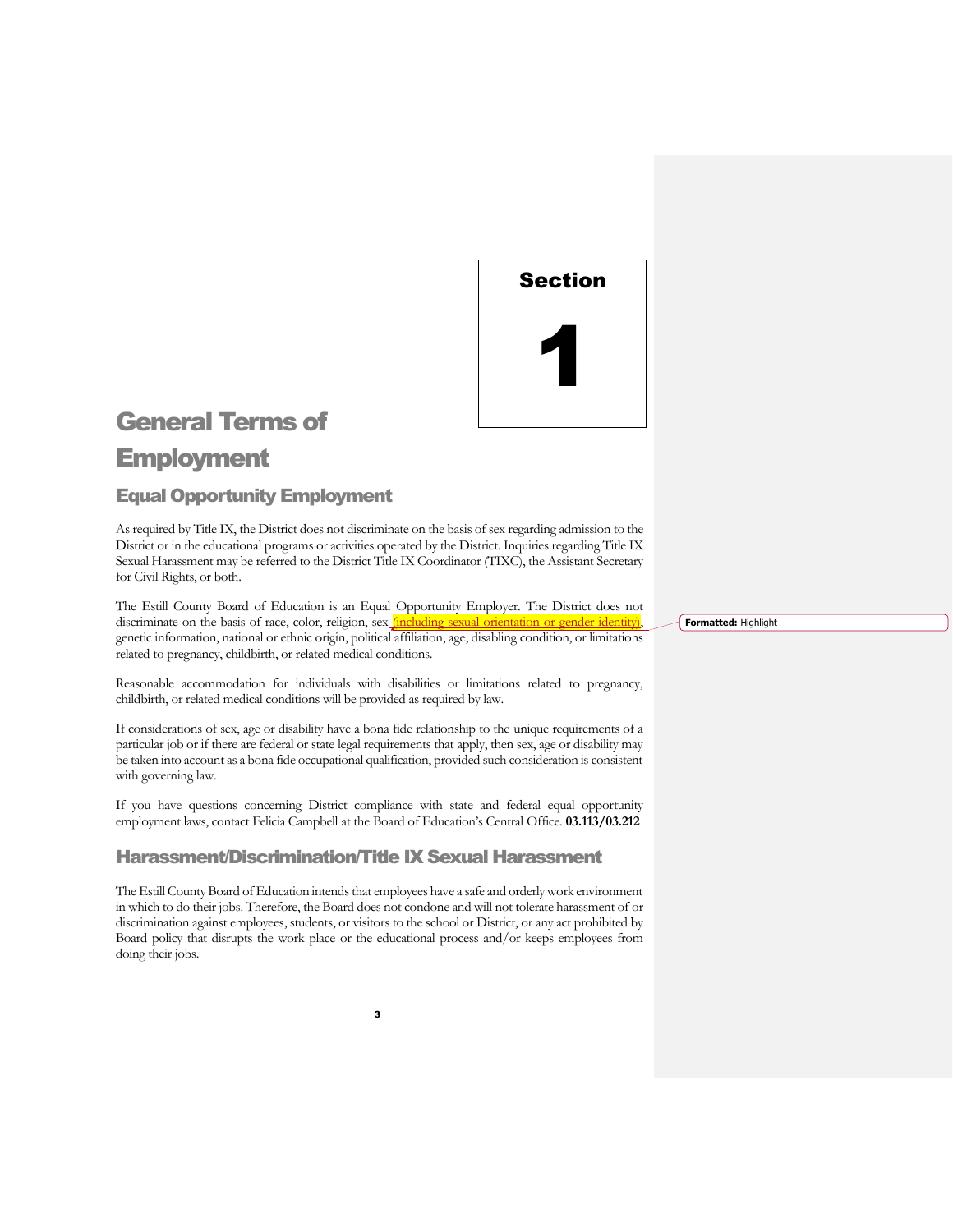Section

1

# General Terms of Employment

## Equal Opportunity Employment

As required by Title IX, the District does not discriminate on the basis of sex regarding admission to the District or in the educational programs or activities operated by the District. Inquiries regarding Title IX Sexual Harassment may be referred to the District Title IX Coordinator (TIXC), the Assistant Secretary for Civil Rights, or both.

The Estill County Board of Education is an Equal Opportunity Employer. The District does not discriminate on the basis of race, color, religion, sex (including sexual orientation or gender identity), genetic information, national or ethnic origin, political affiliation, age, disabling condition, or limitations related to pregnancy, childbirth, or related medical conditions.

Reasonable accommodation for individuals with disabilities or limitations related to pregnancy, childbirth, or related medical conditions will be provided as required by law.

If considerations of sex, age or disability have a bona fide relationship to the unique requirements of a particular job or if there are federal or state legal requirements that apply, then sex, age or disability may be taken into account as a bona fide occupational qualification, provided such consideration is consistent with governing law.

If you have questions concerning District compliance with state and federal equal opportunity employment laws, contact Felicia Campbell at the Board of Education's Central Office. **03.113/03.212**

## Harassment/Discrimination/Title IX Sexual Harassment

The Estill County Board of Education intends that employees have a safe and orderly work environment in which to do their jobs. Therefore, the Board does not condone and will not tolerate harassment of or discrimination against employees, students, or visitors to the school or District, or any act prohibited by Board policy that disrupts the work place or the educational process and/or keeps employees from doing their jobs.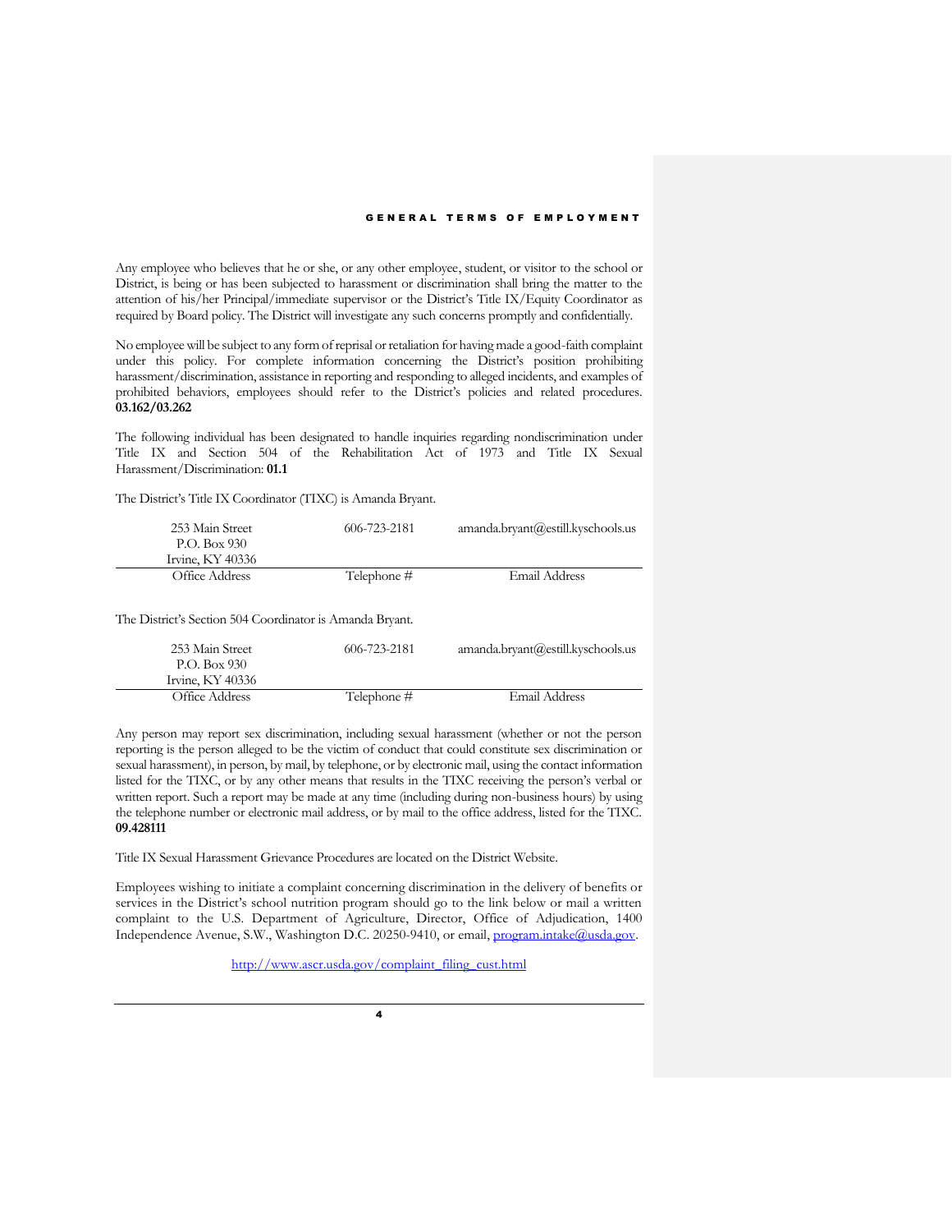Any employee who believes that he or she, or any other employee, student, or visitor to the school or District, is being or has been subjected to harassment or discrimination shall bring the matter to the attention of his/her Principal/immediate supervisor or the District's Title IX/Equity Coordinator as required by Board policy. The District will investigate any such concerns promptly and confidentially.

No employee will be subject to any form of reprisal or retaliation for having made a good-faith complaint under this policy. For complete information concerning the District's position prohibiting harassment/discrimination, assistance in reporting and responding to alleged incidents, and examples of prohibited behaviors, employees should refer to the District's policies and related procedures. **03.162/03.262**

The following individual has been designated to handle inquiries regarding nondiscrimination under Title IX and Section 504 of the Rehabilitation Act of 1973 and Title IX Sexual Harassment/Discrimination: **01.1**

The District's Title IX Coordinator (TIXC) is Amanda Bryant.

| Office Address | Telephone # | Email Address |
|---|---|---|
| 253 Main Street<br>P.O. Box 930<br>Irvine, KY 40336 | 606-723-2181 | amanda.bryant@estill.kyschools.us |

The District's Section 504 Coordinator is Amanda Bryant.

| Office Address | Telephone # | Email Address |
|---|---|---|
| 253 Main Street<br>P.O. Box 930<br>Irvine, KY 40336 | 606-723-2181 | amanda.bryant@estill.kyschools.us |

Any person may report sex discrimination, including sexual harassment (whether or not the person reporting is the person alleged to be the victim of conduct that could constitute sex discrimination or sexual harassment), in person, by mail, by telephone, or by electronic mail, using the contact information listed for the TIXC, or by any other means that results in the TIXC receiving the person's verbal or written report. Such a report may be made at any time (including during non-business hours) by using the telephone number or electronic mail address, or by mail to the office address, listed for the TIXC. **09.428111**

Title IX Sexual Harassment Grievance Procedures are located on the District Website.

Employees wishing to initiate a complaint concerning discrimination in the delivery of benefits or services in the District's school nutrition program should go to the link below or mail a written complaint to the U.S. Department of Agriculture, Director, Office of Adjudication, 1400 Independence Avenue, S.W., Washington D.C. 20250-9410, or email, program.intake@usda.gov.

http://www.ascr.usda.gov/complaint_filing_cust.html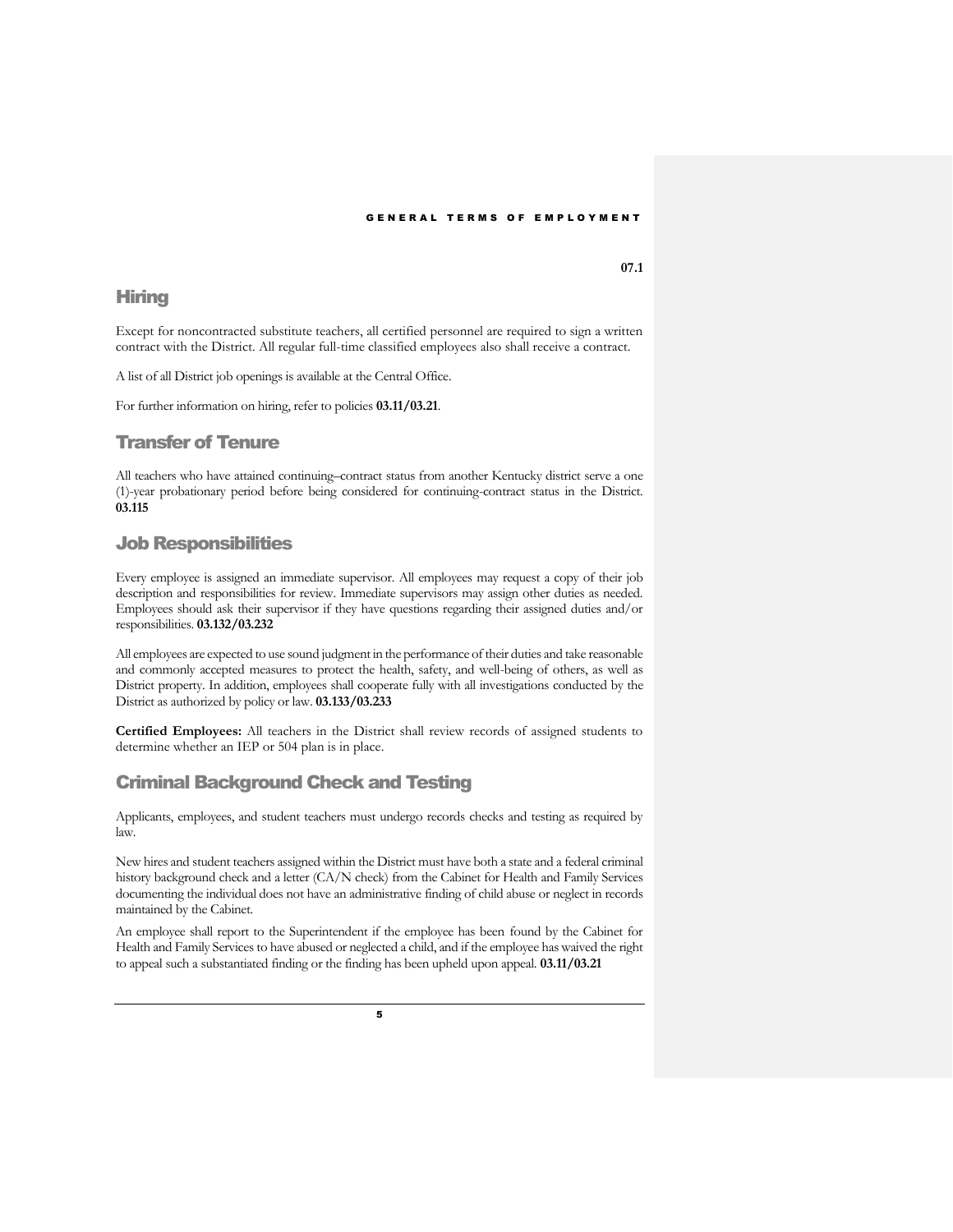07.1

## Hiring

Except for noncontracted substitute teachers, all certified personnel are required to sign a written contract with the District. All regular full-time classified employees also shall receive a contract.

A list of all District job openings is available at the Central Office.

For further information on hiring, refer to policies **03.11/03.21**.

## Transfer of Tenure

All teachers who have attained continuing–contract status from another Kentucky district serve a one (1)-year probationary period before being considered for continuing-contract status in the District. **03.115**

## Job Responsibilities

Every employee is assigned an immediate supervisor. All employees may request a copy of their job description and responsibilities for review. Immediate supervisors may assign other duties as needed. Employees should ask their supervisor if they have questions regarding their assigned duties and/or responsibilities. **03.132/03.232**

All employees are expected to use sound judgment in the performance of their duties and take reasonable and commonly accepted measures to protect the health, safety, and well-being of others, as well as District property. In addition, employees shall cooperate fully with all investigations conducted by the District as authorized by policy or law. **03.133/03.233**

**Certified Employees:** All teachers in the District shall review records of assigned students to determine whether an IEP or 504 plan is in place.

## Criminal Background Check and Testing

Applicants, employees, and student teachers must undergo records checks and testing as required by law.

New hires and student teachers assigned within the District must have both a state and a federal criminal history background check and a letter (CA/N check) from the Cabinet for Health and Family Services documenting the individual does not have an administrative finding of child abuse or neglect in records maintained by the Cabinet.

An employee shall report to the Superintendent if the employee has been found by the Cabinet for Health and Family Services to have abused or neglected a child, and if the employee has waived the right to appeal such a substantiated finding or the finding has been upheld upon appeal. **03.11/03.21**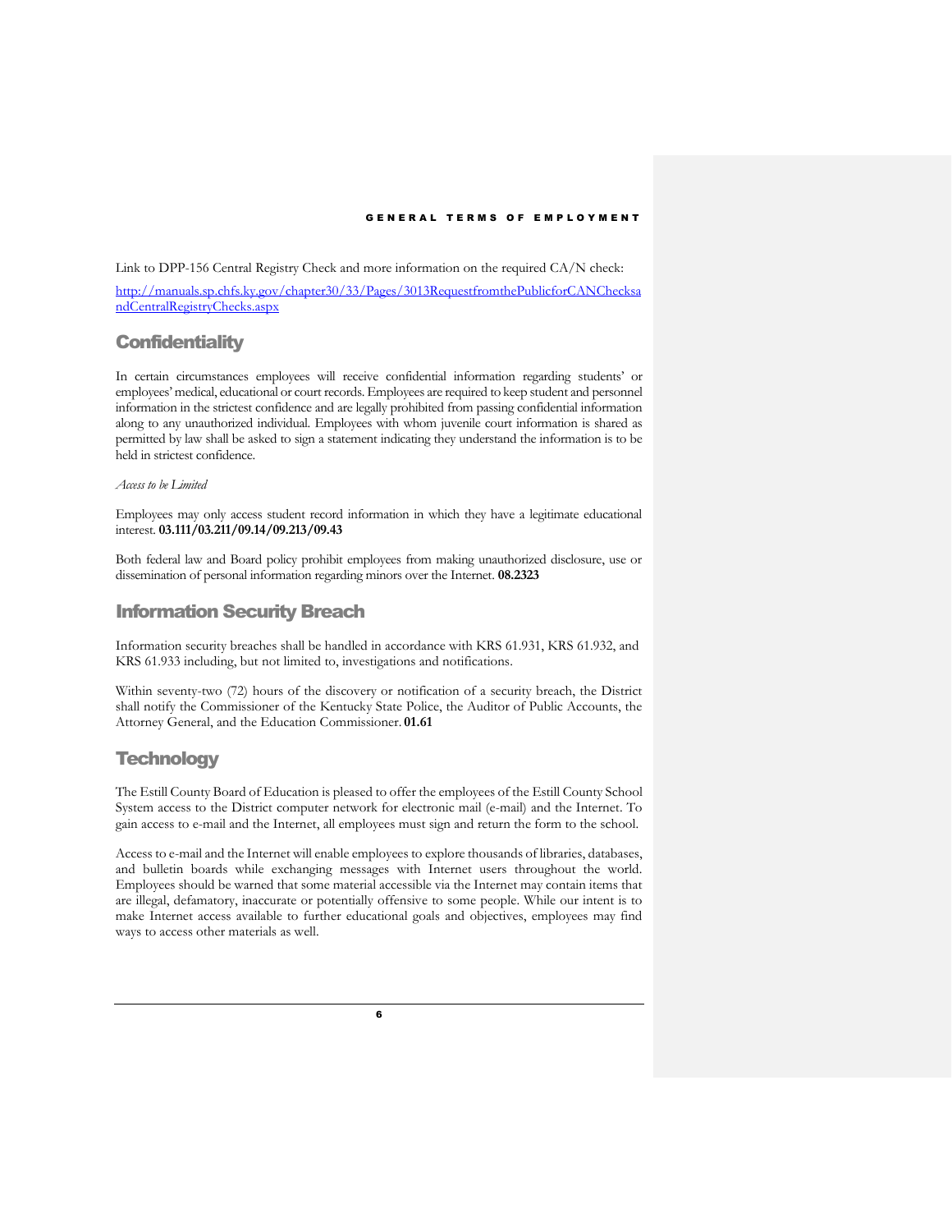Link to DPP-156 Central Registry Check and more information on the required CA/N check:

http://manuals.sp.chfs.ky.gov/chapter30/33/Pages/3013RequestfromthePublicforCANChecksandCentralRegistryChecks.aspx

## Confidentiality

In certain circumstances employees will receive confidential information regarding students' or employees' medical, educational or court records. Employees are required to keep student and personnel information in the strictest confidence and are legally prohibited from passing confidential information along to any unauthorized individual. Employees with whom juvenile court information is shared as permitted by law shall be asked to sign a statement indicating they understand the information is to be held in strictest confidence.

*Access to be Limited*

Employees may only access student record information in which they have a legitimate educational interest. **03.111/03.211/09.14/09.213/09.43**

Both federal law and Board policy prohibit employees from making unauthorized disclosure, use or dissemination of personal information regarding minors over the Internet. **08.2323**

## Information Security Breach

Information security breaches shall be handled in accordance with KRS 61.931, KRS 61.932, and KRS 61.933 including, but not limited to, investigations and notifications.

Within seventy-two (72) hours of the discovery or notification of a security breach, the District shall notify the Commissioner of the Kentucky State Police, the Auditor of Public Accounts, the Attorney General, and the Education Commissioner. **01.61**

## Technology

The Estill County Board of Education is pleased to offer the employees of the Estill County School System access to the District computer network for electronic mail (e-mail) and the Internet. To gain access to e-mail and the Internet, all employees must sign and return the form to the school.

Access to e-mail and the Internet will enable employees to explore thousands of libraries, databases, and bulletin boards while exchanging messages with Internet users throughout the world. Employees should be warned that some material accessible via the Internet may contain items that are illegal, defamatory, inaccurate or potentially offensive to some people. While our intent is to make Internet access available to further educational goals and objectives, employees may find ways to access other materials as well.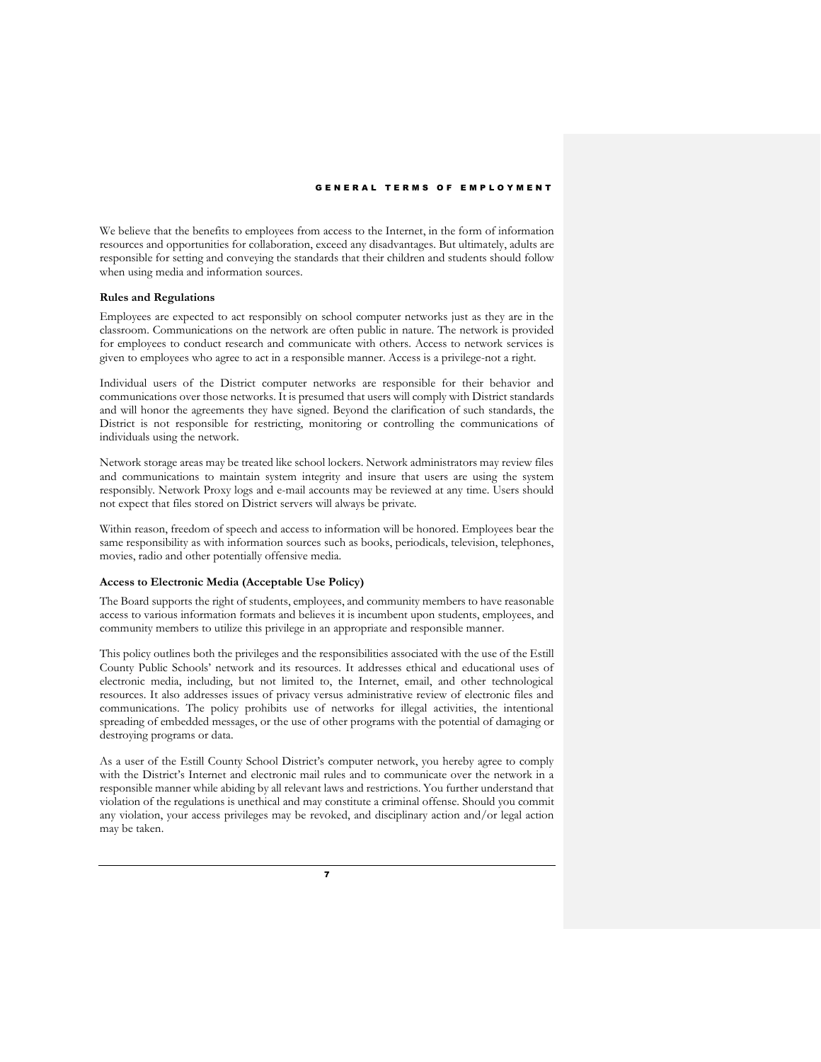We believe that the benefits to employees from access to the Internet, in the form of information resources and opportunities for collaboration, exceed any disadvantages. But ultimately, adults are responsible for setting and conveying the standards that their children and students should follow when using media and information sources.

**Rules and Regulations**

Employees are expected to act responsibly on school computer networks just as they are in the classroom. Communications on the network are often public in nature. The network is provided for employees to conduct research and communicate with others. Access to network services is given to employees who agree to act in a responsible manner. Access is a privilege-not a right.

Individual users of the District computer networks are responsible for their behavior and communications over those networks. It is presumed that users will comply with District standards and will honor the agreements they have signed. Beyond the clarification of such standards, the District is not responsible for restricting, monitoring or controlling the communications of individuals using the network.

Network storage areas may be treated like school lockers. Network administrators may review files and communications to maintain system integrity and insure that users are using the system responsibly. Network Proxy logs and e-mail accounts may be reviewed at any time. Users should not expect that files stored on District servers will always be private.

Within reason, freedom of speech and access to information will be honored. Employees bear the same responsibility as with information sources such as books, periodicals, television, telephones, movies, radio and other potentially offensive media.

**Access to Electronic Media (Acceptable Use Policy)**

The Board supports the right of students, employees, and community members to have reasonable access to various information formats and believes it is incumbent upon students, employees, and community members to utilize this privilege in an appropriate and responsible manner.

This policy outlines both the privileges and the responsibilities associated with the use of the Estill County Public Schools' network and its resources. It addresses ethical and educational uses of electronic media, including, but not limited to, the Internet, email, and other technological resources. It also addresses issues of privacy versus administrative review of electronic files and communications. The policy prohibits use of networks for illegal activities, the intentional spreading of embedded messages, or the use of other programs with the potential of damaging or destroying programs or data.

As a user of the Estill County School District's computer network, you hereby agree to comply with the District's Internet and electronic mail rules and to communicate over the network in a responsible manner while abiding by all relevant laws and restrictions. You further understand that violation of the regulations is unethical and may constitute a criminal offense. Should you commit any violation, your access privileges may be revoked, and disciplinary action and/or legal action may be taken.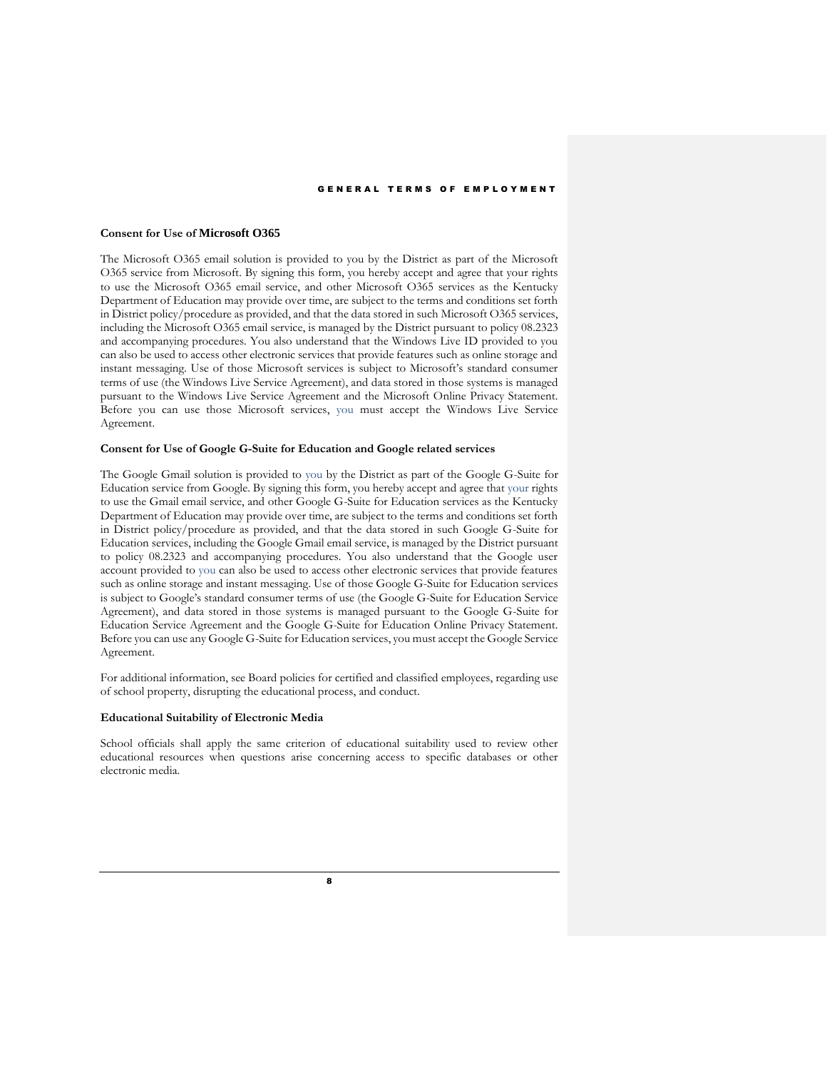### Consent for Use of Microsoft O365

The Microsoft O365 email solution is provided to you by the District as part of the Microsoft O365 service from Microsoft. By signing this form, you hereby accept and agree that your rights to use the Microsoft O365 email service, and other Microsoft O365 services as the Kentucky Department of Education may provide over time, are subject to the terms and conditions set forth in District policy/procedure as provided, and that the data stored in such Microsoft O365 services, including the Microsoft O365 email service, is managed by the District pursuant to policy 08.2323 and accompanying procedures. You also understand that the Windows Live ID provided to you can also be used to access other electronic services that provide features such as online storage and instant messaging. Use of those Microsoft services is subject to Microsoft's standard consumer terms of use (the Windows Live Service Agreement), and data stored in those systems is managed pursuant to the Windows Live Service Agreement and the Microsoft Online Privacy Statement. Before you can use those Microsoft services, you must accept the Windows Live Service Agreement.

### Consent for Use of Google G-Suite for Education and Google related services

The Google Gmail solution is provided to you by the District as part of the Google G-Suite for Education service from Google. By signing this form, you hereby accept and agree that your rights to use the Gmail email service, and other Google G-Suite for Education services as the Kentucky Department of Education may provide over time, are subject to the terms and conditions set forth in District policy/procedure as provided, and that the data stored in such Google G-Suite for Education services, including the Google Gmail email service, is managed by the District pursuant to policy 08.2323 and accompanying procedures. You also understand that the Google user account provided to you can also be used to access other electronic services that provide features such as online storage and instant messaging. Use of those Google G-Suite for Education services is subject to Google's standard consumer terms of use (the Google G-Suite for Education Service Agreement), and data stored in those systems is managed pursuant to the Google G-Suite for Education Service Agreement and the Google G-Suite for Education Online Privacy Statement. Before you can use any Google G-Suite for Education services, you must accept the Google Service Agreement.

For additional information, see Board policies for certified and classified employees, regarding use of school property, disrupting the educational process, and conduct.

### Educational Suitability of Electronic Media

School officials shall apply the same criterion of educational suitability used to review other educational resources when questions arise concerning access to specific databases or other electronic media.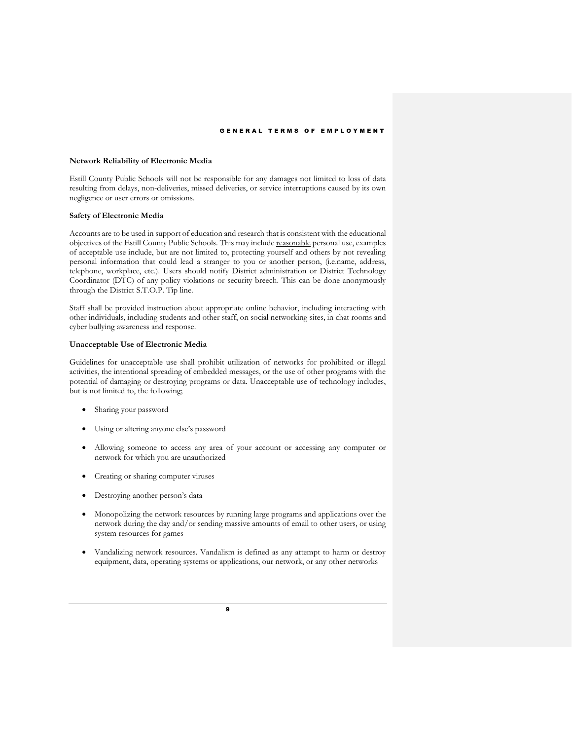### Network Reliability of Electronic Media

Estill County Public Schools will not be responsible for any damages not limited to loss of data resulting from delays, non-deliveries, missed deliveries, or service interruptions caused by its own negligence or user errors or omissions.

### Safety of Electronic Media

Accounts are to be used in support of education and research that is consistent with the educational objectives of the Estill County Public Schools. This may include reasonable personal use, examples of acceptable use include, but are not limited to, protecting yourself and others by not revealing personal information that could lead a stranger to you or another person, (i.e.name, address, telephone, workplace, etc.). Users should notify District administration or District Technology Coordinator (DTC) of any policy violations or security breech. This can be done anonymously through the District S.T.O.P. Tip line.

Staff shall be provided instruction about appropriate online behavior, including interacting with other individuals, including students and other staff, on social networking sites, in chat rooms and cyber bullying awareness and response.

### Unacceptable Use of Electronic Media

Guidelines for unacceptable use shall prohibit utilization of networks for prohibited or illegal activities, the intentional spreading of embedded messages, or the use of other programs with the potential of damaging or destroying programs or data. Unacceptable use of technology includes, but is not limited to, the following;

- Sharing your password
- Using or altering anyone else's password
- Allowing someone to access any area of your account or accessing any computer or network for which you are unauthorized
- Creating or sharing computer viruses
- Destroying another person's data
- Monopolizing the network resources by running large programs and applications over the network during the day and/or sending massive amounts of email to other users, or using system resources for games
- Vandalizing network resources. Vandalism is defined as any attempt to harm or destroy equipment, data, operating systems or applications, our network, or any other networks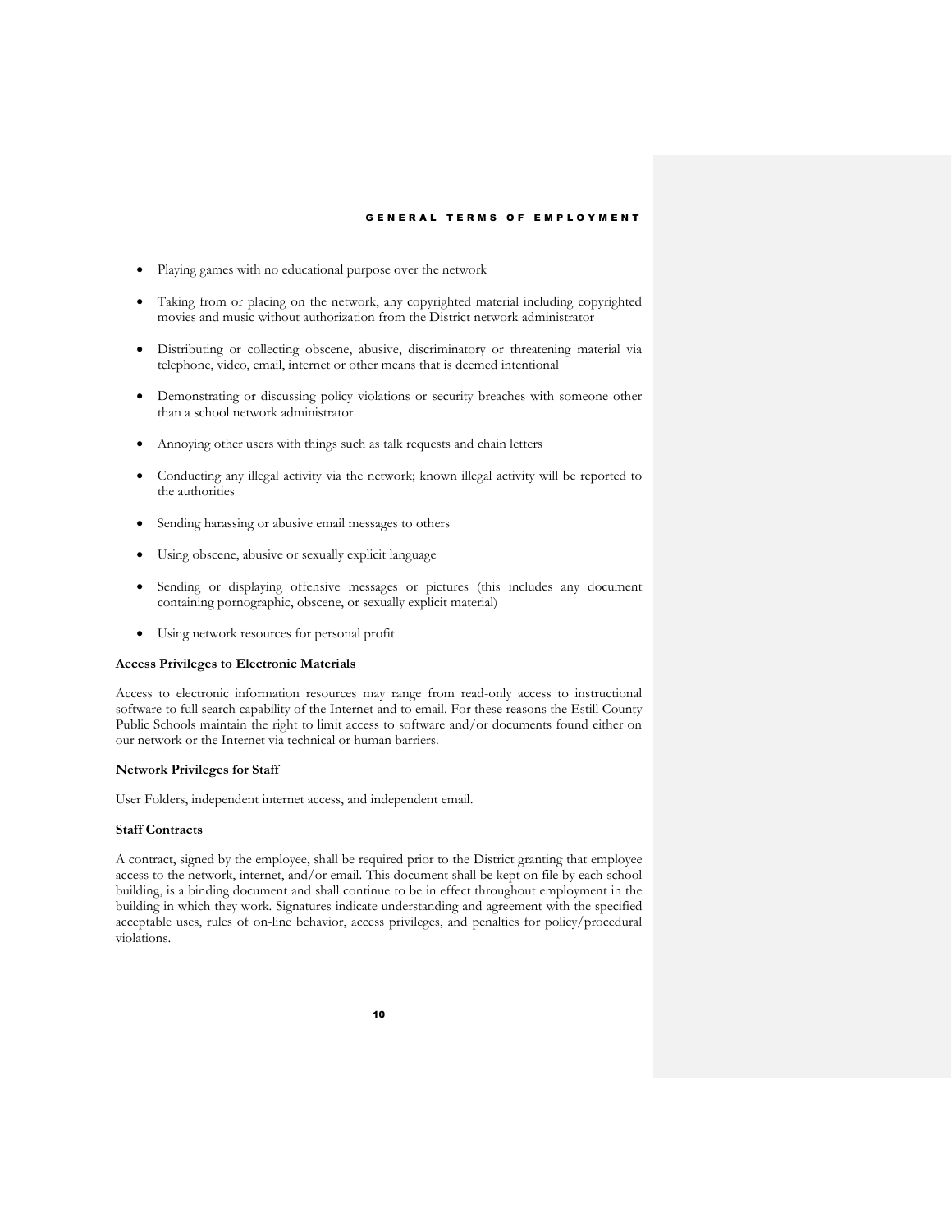- Playing games with no educational purpose over the network
- Taking from or placing on the network, any copyrighted material including copyrighted movies and music without authorization from the District network administrator
- Distributing or collecting obscene, abusive, discriminatory or threatening material via telephone, video, email, internet or other means that is deemed intentional
- Demonstrating or discussing policy violations or security breaches with someone other than a school network administrator
- Annoying other users with things such as talk requests and chain letters
- Conducting any illegal activity via the network; known illegal activity will be reported to the authorities
- Sending harassing or abusive email messages to others
- Using obscene, abusive or sexually explicit language
- Sending or displaying offensive messages or pictures (this includes any document containing pornographic, obscene, or sexually explicit material)
- Using network resources for personal profit

**Access Privileges to Electronic Materials**

Access to electronic information resources may range from read-only access to instructional software to full search capability of the Internet and to email. For these reasons the Estill County Public Schools maintain the right to limit access to software and/or documents found either on our network or the Internet via technical or human barriers.

**Network Privileges for Staff**

User Folders, independent internet access, and independent email.

**Staff Contracts**

A contract, signed by the employee, shall be required prior to the District granting that employee access to the network, internet, and/or email. This document shall be kept on file by each school building, is a binding document and shall continue to be in effect throughout employment in the building in which they work. Signatures indicate understanding and agreement with the specified acceptable uses, rules of on-line behavior, access privileges, and penalties for policy/procedural violations.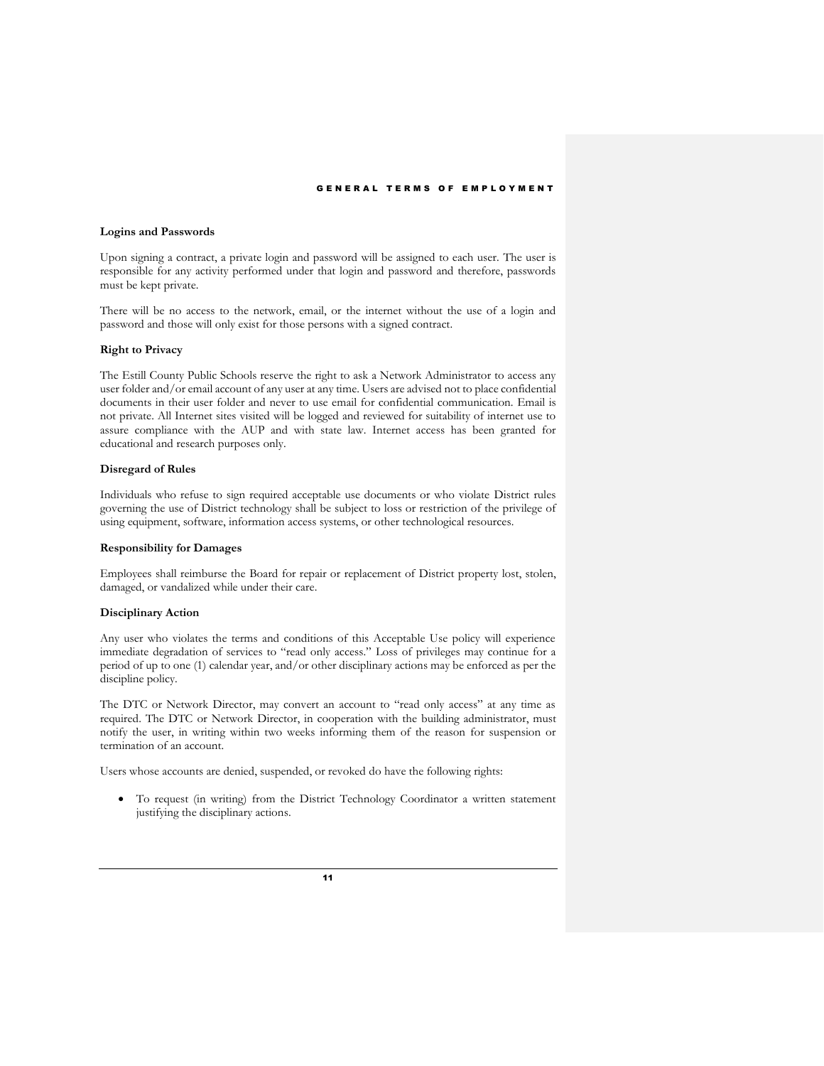### Logins and Passwords

Upon signing a contract, a private login and password will be assigned to each user. The user is responsible for any activity performed under that login and password and therefore, passwords must be kept private.

There will be no access to the network, email, or the internet without the use of a login and password and those will only exist for those persons with a signed contract.

### Right to Privacy

The Estill County Public Schools reserve the right to ask a Network Administrator to access any user folder and/or email account of any user at any time. Users are advised not to place confidential documents in their user folder and never to use email for confidential communication. Email is not private. All Internet sites visited will be logged and reviewed for suitability of internet use to assure compliance with the AUP and with state law. Internet access has been granted for educational and research purposes only.

### Disregard of Rules

Individuals who refuse to sign required acceptable use documents or who violate District rules governing the use of District technology shall be subject to loss or restriction of the privilege of using equipment, software, information access systems, or other technological resources.

### Responsibility for Damages

Employees shall reimburse the Board for repair or replacement of District property lost, stolen, damaged, or vandalized while under their care.

### Disciplinary Action

Any user who violates the terms and conditions of this Acceptable Use policy will experience immediate degradation of services to "read only access." Loss of privileges may continue for a period of up to one (1) calendar year, and/or other disciplinary actions may be enforced as per the discipline policy.

The DTC or Network Director, may convert an account to "read only access" at any time as required. The DTC or Network Director, in cooperation with the building administrator, must notify the user, in writing within two weeks informing them of the reason for suspension or termination of an account.

Users whose accounts are denied, suspended, or revoked do have the following rights:

- To request (in writing) from the District Technology Coordinator a written statement justifying the disciplinary actions.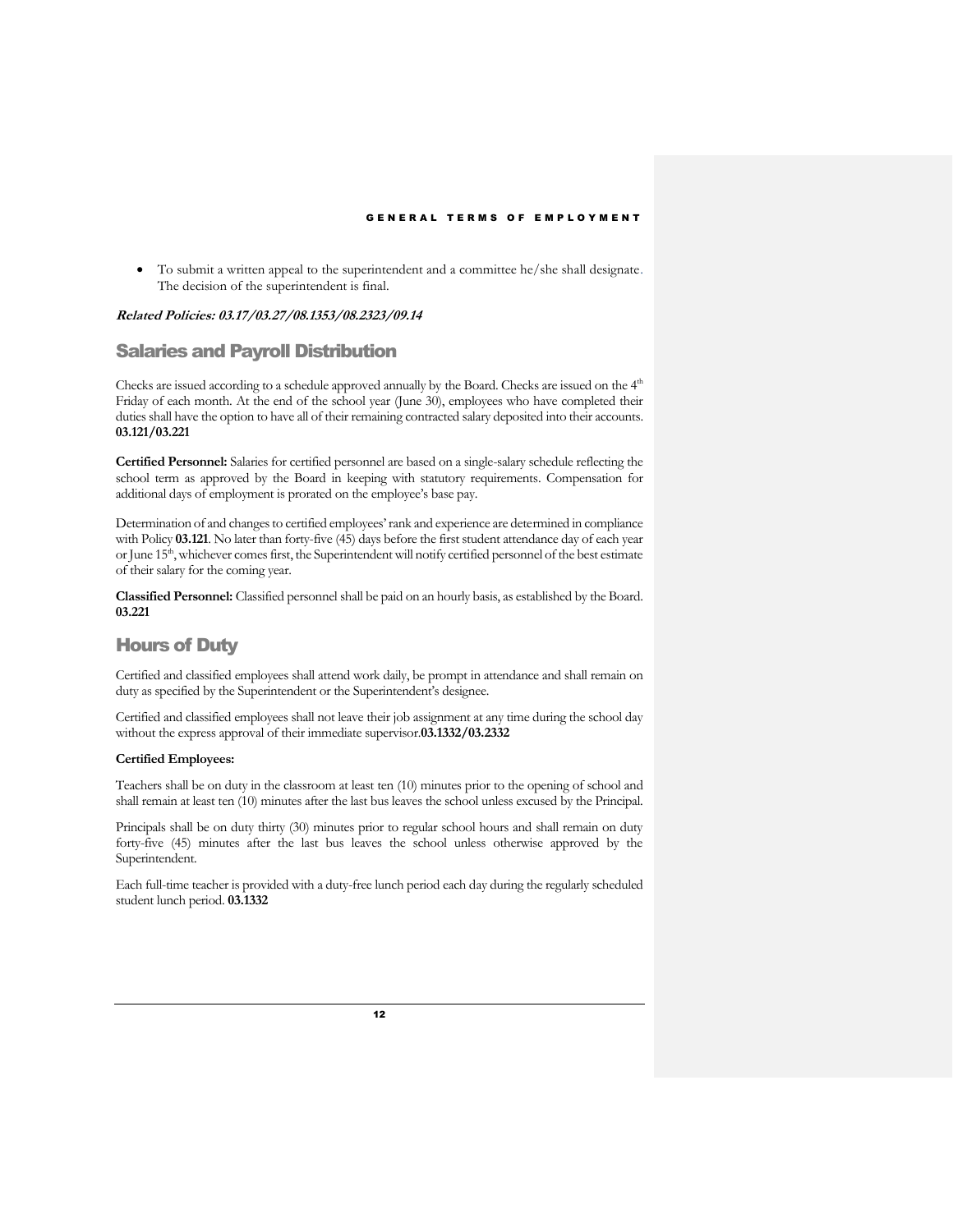- To submit a written appeal to the superintendent and a committee he/she shall designate. The decision of the superintendent is final.

***Related Policies: 03.17/03.27/08.1353/08.2323/09.14***

## Salaries and Payroll Distribution

Checks are issued according to a schedule approved annually by the Board. Checks are issued on the 4th Friday of each month. At the end of the school year (June 30), employees who have completed their duties shall have the option to have all of their remaining contracted salary deposited into their accounts. **03.121/03.221**

**Certified Personnel:** Salaries for certified personnel are based on a single-salary schedule reflecting the school term as approved by the Board in keeping with statutory requirements. Compensation for additional days of employment is prorated on the employee's base pay.

Determination of and changes to certified employees' rank and experience are determined in compliance with Policy **03.121**. No later than forty-five (45) days before the first student attendance day of each year or June 15th, whichever comes first, the Superintendent will notify certified personnel of the best estimate of their salary for the coming year.

**Classified Personnel:** Classified personnel shall be paid on an hourly basis, as established by the Board. **03.221**

## Hours of Duty

Certified and classified employees shall attend work daily, be prompt in attendance and shall remain on duty as specified by the Superintendent or the Superintendent's designee.

Certified and classified employees shall not leave their job assignment at any time during the school day without the express approval of their immediate supervisor.**03.1332/03.2332**

**Certified Employees:**

Teachers shall be on duty in the classroom at least ten (10) minutes prior to the opening of school and shall remain at least ten (10) minutes after the last bus leaves the school unless excused by the Principal.

Principals shall be on duty thirty (30) minutes prior to regular school hours and shall remain on duty forty-five (45) minutes after the last bus leaves the school unless otherwise approved by the Superintendent.

Each full-time teacher is provided with a duty-free lunch period each day during the regularly scheduled student lunch period. **03.1332**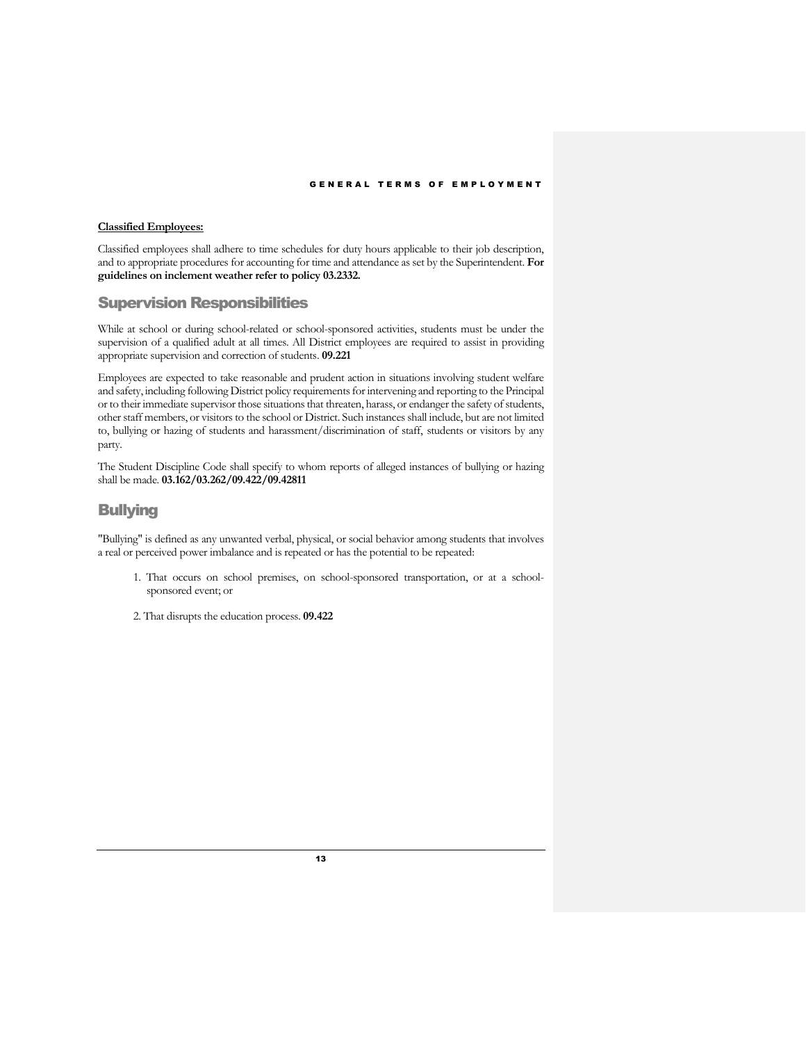**Classified Employees:**

Classified employees shall adhere to time schedules for duty hours applicable to their job description, and to appropriate procedures for accounting for time and attendance as set by the Superintendent. **For guidelines on inclement weather refer to policy 03.2332.**

## Supervision Responsibilities

While at school or during school-related or school-sponsored activities, students must be under the supervision of a qualified adult at all times. All District employees are required to assist in providing appropriate supervision and correction of students. **09.221**

Employees are expected to take reasonable and prudent action in situations involving student welfare and safety, including following District policy requirements for intervening and reporting to the Principal or to their immediate supervisor those situations that threaten, harass, or endanger the safety of students, other staff members, or visitors to the school or District. Such instances shall include, but are not limited to, bullying or hazing of students and harassment/discrimination of staff, students or visitors by any party.

The Student Discipline Code shall specify to whom reports of alleged instances of bullying or hazing shall be made. **03.162/03.262/09.422/09.42811**

## Bullying

"Bullying" is defined as any unwanted verbal, physical, or social behavior among students that involves a real or perceived power imbalance and is repeated or has the potential to be repeated:

1. That occurs on school premises, on school-sponsored transportation, or at a school-sponsored event; or
2. That disrupts the education process. **09.422**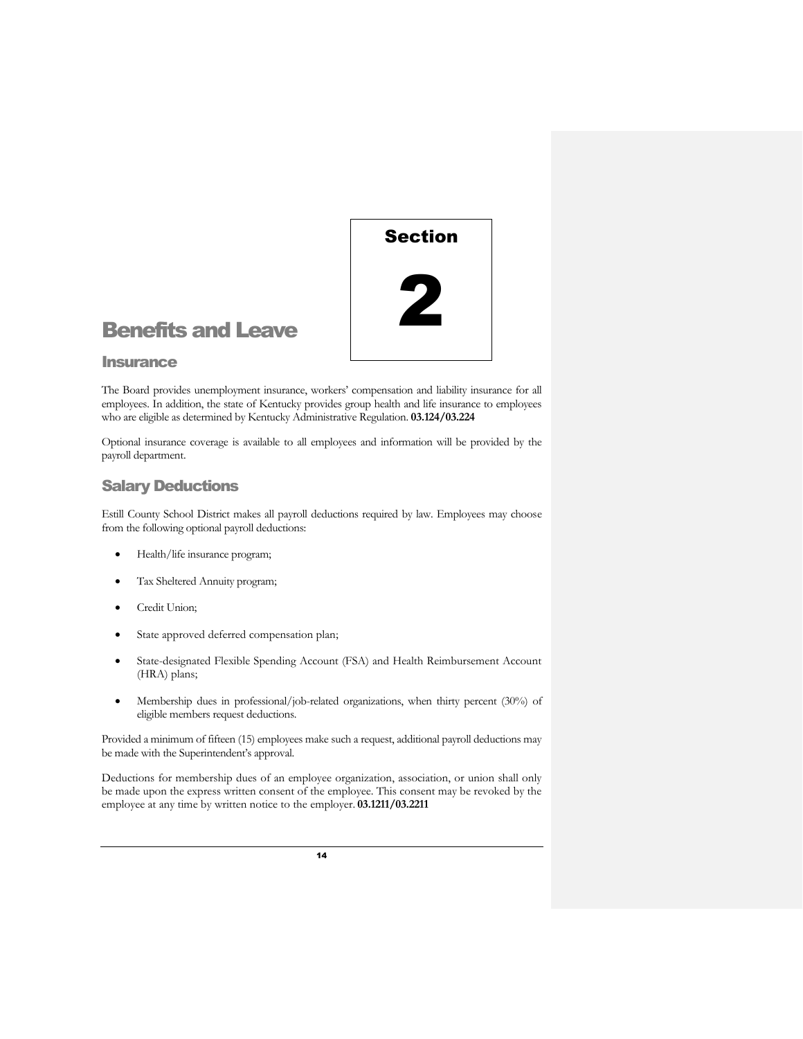# Section 2

# Benefits and Leave

## Insurance

The Board provides unemployment insurance, workers' compensation and liability insurance for all employees. In addition, the state of Kentucky provides group health and life insurance to employees who are eligible as determined by Kentucky Administrative Regulation. **03.124/03.224**

Optional insurance coverage is available to all employees and information will be provided by the payroll department.

## Salary Deductions

Estill County School District makes all payroll deductions required by law. Employees may choose from the following optional payroll deductions:

- Health/life insurance program;
- Tax Sheltered Annuity program;
- Credit Union;
- State approved deferred compensation plan;
- State-designated Flexible Spending Account (FSA) and Health Reimbursement Account (HRA) plans;
- Membership dues in professional/job-related organizations, when thirty percent (30%) of eligible members request deductions.

Provided a minimum of fifteen (15) employees make such a request, additional payroll deductions may be made with the Superintendent's approval.

Deductions for membership dues of an employee organization, association, or union shall only be made upon the express written consent of the employee. This consent may be revoked by the employee at any time by written notice to the employer. **03.1211/03.2211**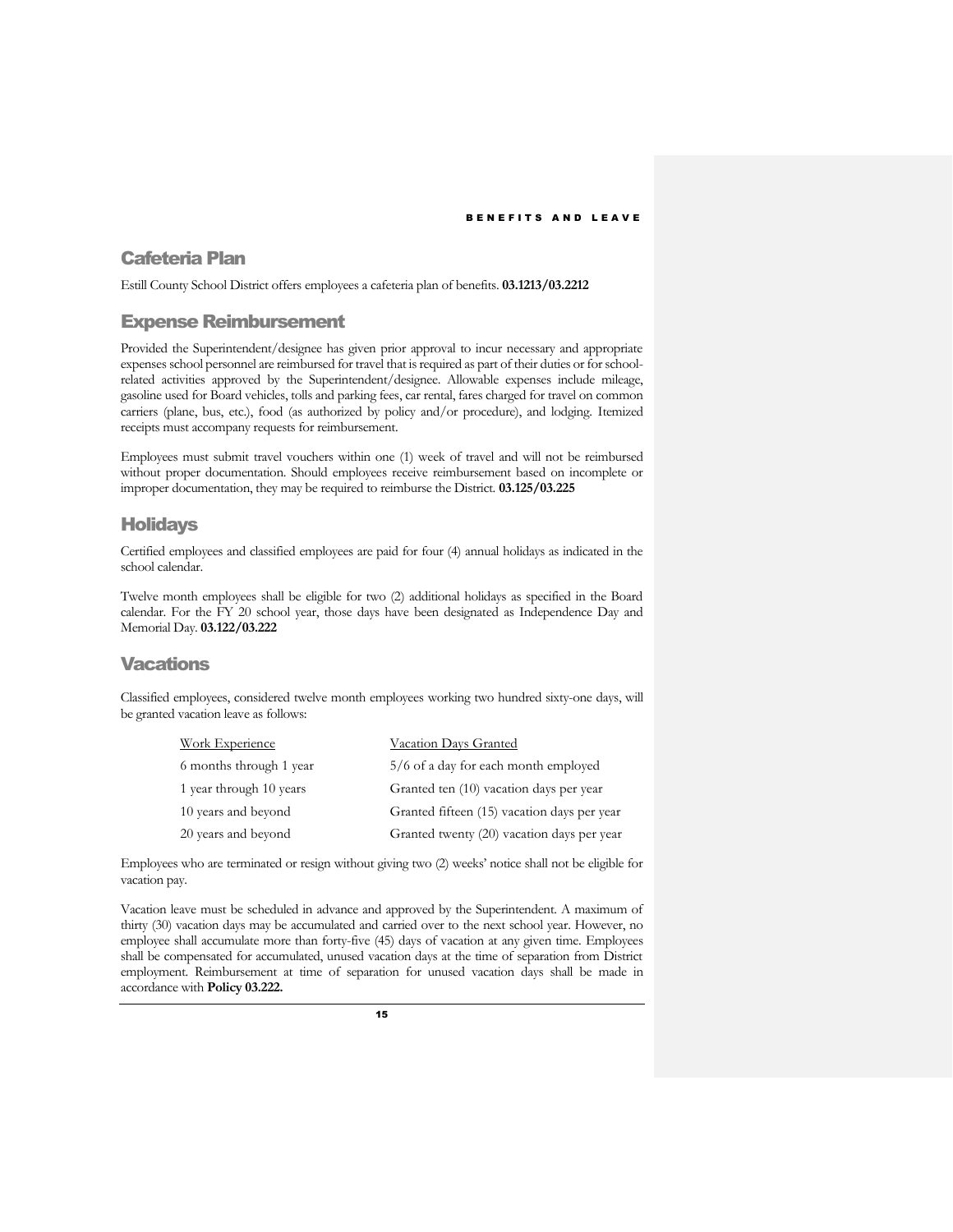## Cafeteria Plan

Estill County School District offers employees a cafeteria plan of benefits. **03.1213/03.2212**

## Expense Reimbursement

Provided the Superintendent/designee has given prior approval to incur necessary and appropriate expenses school personnel are reimbursed for travel that is required as part of their duties or for school-related activities approved by the Superintendent/designee. Allowable expenses include mileage, gasoline used for Board vehicles, tolls and parking fees, car rental, fares charged for travel on common carriers (plane, bus, etc.), food (as authorized by policy and/or procedure), and lodging. Itemized receipts must accompany requests for reimbursement.

Employees must submit travel vouchers within one (1) week of travel and will not be reimbursed without proper documentation. Should employees receive reimbursement based on incomplete or improper documentation, they may be required to reimburse the District. **03.125/03.225**

## Holidays

Certified employees and classified employees are paid for four (4) annual holidays as indicated in the school calendar.

Twelve month employees shall be eligible for two (2) additional holidays as specified in the Board calendar. For the FY 20 school year, those days have been designated as Independence Day and Memorial Day. **03.122/03.222**

## Vacations

Classified employees, considered twelve month employees working two hundred sixty-one days, will be granted vacation leave as follows:

| Work Experience | Vacation Days Granted |
|---|---|
| 6 months through 1 year | 5/6 of a day for each month employed |
| 1 year through 10 years | Granted ten (10) vacation days per year |
| 10 years and beyond | Granted fifteen (15) vacation days per year |
| 20 years and beyond | Granted twenty (20) vacation days per year |

Employees who are terminated or resign without giving two (2) weeks' notice shall not be eligible for vacation pay.

Vacation leave must be scheduled in advance and approved by the Superintendent. A maximum of thirty (30) vacation days may be accumulated and carried over to the next school year. However, no employee shall accumulate more than forty-five (45) days of vacation at any given time. Employees shall be compensated for accumulated, unused vacation days at the time of separation from District employment. Reimbursement at time of separation for unused vacation days shall be made in accordance with **Policy 03.222.**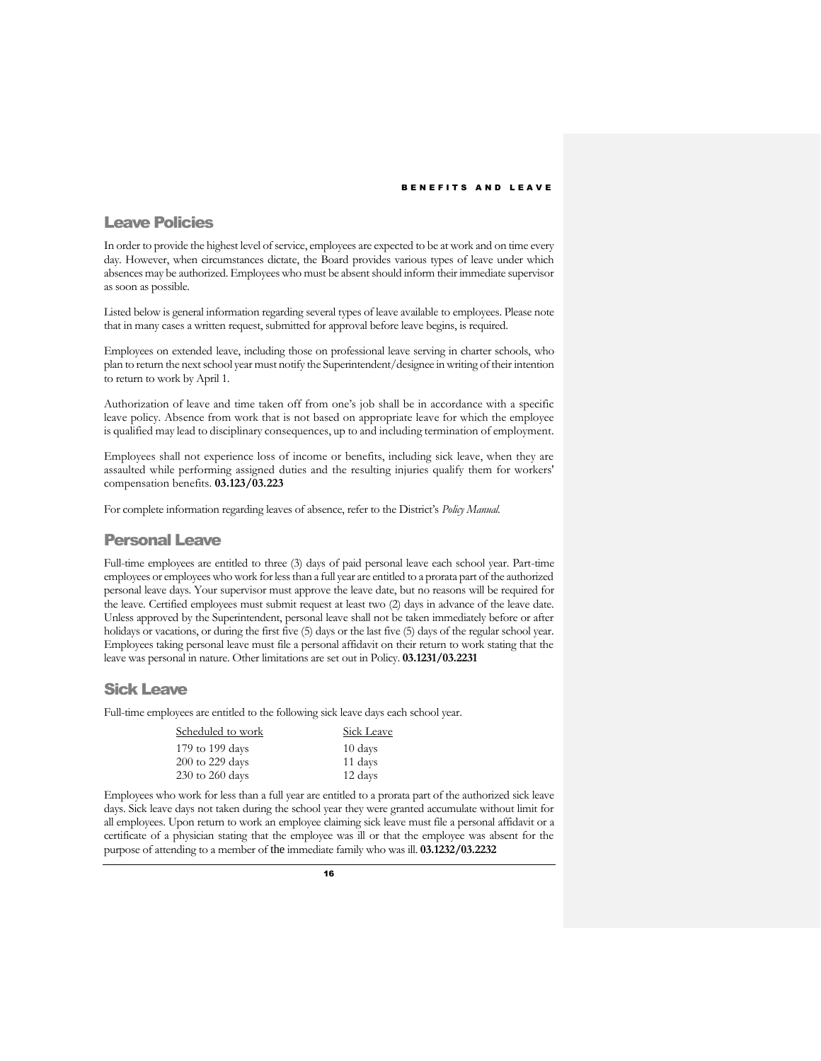## Leave Policies

In order to provide the highest level of service, employees are expected to be at work and on time every day. However, when circumstances dictate, the Board provides various types of leave under which absences may be authorized. Employees who must be absent should inform their immediate supervisor as soon as possible.

Listed below is general information regarding several types of leave available to employees. Please note that in many cases a written request, submitted for approval before leave begins, is required.

Employees on extended leave, including those on professional leave serving in charter schools, who plan to return the next school year must notify the Superintendent/designee in writing of their intention to return to work by April 1.

Authorization of leave and time taken off from one's job shall be in accordance with a specific leave policy. Absence from work that is not based on appropriate leave for which the employee is qualified may lead to disciplinary consequences, up to and including termination of employment.

Employees shall not experience loss of income or benefits, including sick leave, when they are assaulted while performing assigned duties and the resulting injuries qualify them for workers' compensation benefits. **03.123/03.223**

For complete information regarding leaves of absence, refer to the District's *Policy Manual*.

## Personal Leave

Full-time employees are entitled to three (3) days of paid personal leave each school year. Part-time employees or employees who work for less than a full year are entitled to a prorata part of the authorized personal leave days. Your supervisor must approve the leave date, but no reasons will be required for the leave. Certified employees must submit request at least two (2) days in advance of the leave date. Unless approved by the Superintendent, personal leave shall not be taken immediately before or after holidays or vacations, or during the first five (5) days or the last five (5) days of the regular school year. Employees taking personal leave must file a personal affidavit on their return to work stating that the leave was personal in nature. Other limitations are set out in Policy. **03.1231/03.2231**

## Sick Leave

Full-time employees are entitled to the following sick leave days each school year.

| Scheduled to work | Sick Leave |
|---|---|
| 179 to 199 days | 10 days |
| 200 to 229 days | 11 days |
| 230 to 260 days | 12 days |

Employees who work for less than a full year are entitled to a prorata part of the authorized sick leave days. Sick leave days not taken during the school year they were granted accumulate without limit for all employees. Upon return to work an employee claiming sick leave must file a personal affidavit or a certificate of a physician stating that the employee was ill or that the employee was absent for the purpose of attending to a member of the immediate family who was ill. **03.1232/03.2232**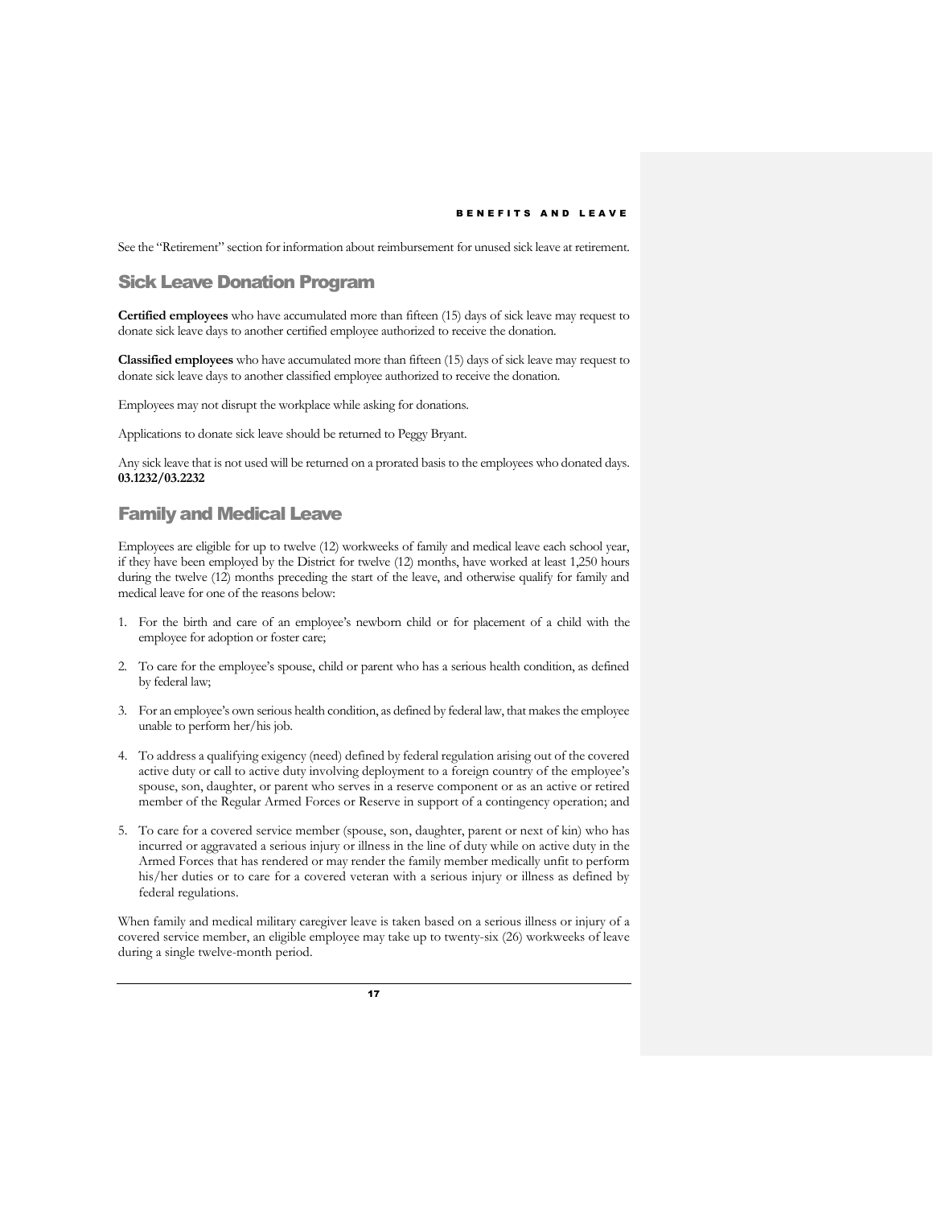See the "Retirement" section for information about reimbursement for unused sick leave at retirement.

## Sick Leave Donation Program

**Certified employees** who have accumulated more than fifteen (15) days of sick leave may request to donate sick leave days to another certified employee authorized to receive the donation.

**Classified employees** who have accumulated more than fifteen (15) days of sick leave may request to donate sick leave days to another classified employee authorized to receive the donation.

Employees may not disrupt the workplace while asking for donations.

Applications to donate sick leave should be returned to Peggy Bryant.

Any sick leave that is not used will be returned on a prorated basis to the employees who donated days. **03.1232/03.2232**

## Family and Medical Leave

Employees are eligible for up to twelve (12) workweeks of family and medical leave each school year, if they have been employed by the District for twelve (12) months, have worked at least 1,250 hours during the twelve (12) months preceding the start of the leave, and otherwise qualify for family and medical leave for one of the reasons below:

1. For the birth and care of an employee's newborn child or for placement of a child with the employee for adoption or foster care;
2. To care for the employee's spouse, child or parent who has a serious health condition, as defined by federal law;
3. For an employee's own serious health condition, as defined by federal law, that makes the employee unable to perform her/his job.
4. To address a qualifying exigency (need) defined by federal regulation arising out of the covered active duty or call to active duty involving deployment to a foreign country of the employee's spouse, son, daughter, or parent who serves in a reserve component or as an active or retired member of the Regular Armed Forces or Reserve in support of a contingency operation; and
5. To care for a covered service member (spouse, son, daughter, parent or next of kin) who has incurred or aggravated a serious injury or illness in the line of duty while on active duty in the Armed Forces that has rendered or may render the family member medically unfit to perform his/her duties or to care for a covered veteran with a serious injury or illness as defined by federal regulations.

When family and medical military caregiver leave is taken based on a serious illness or injury of a covered service member, an eligible employee may take up to twenty-six (26) workweeks of leave during a single twelve-month period.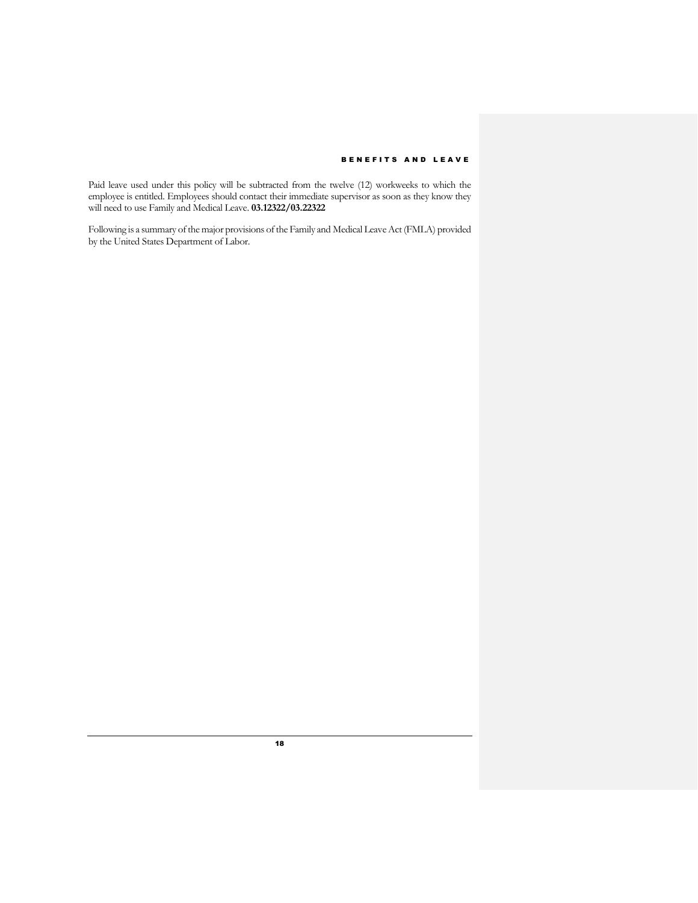Paid leave used under this policy will be subtracted from the twelve (12) workweeks to which the employee is entitled. Employees should contact their immediate supervisor as soon as they know they will need to use Family and Medical Leave. **03.12322/03.22322**

Following is a summary of the major provisions of the Family and Medical Leave Act (FMLA) provided by the United States Department of Labor.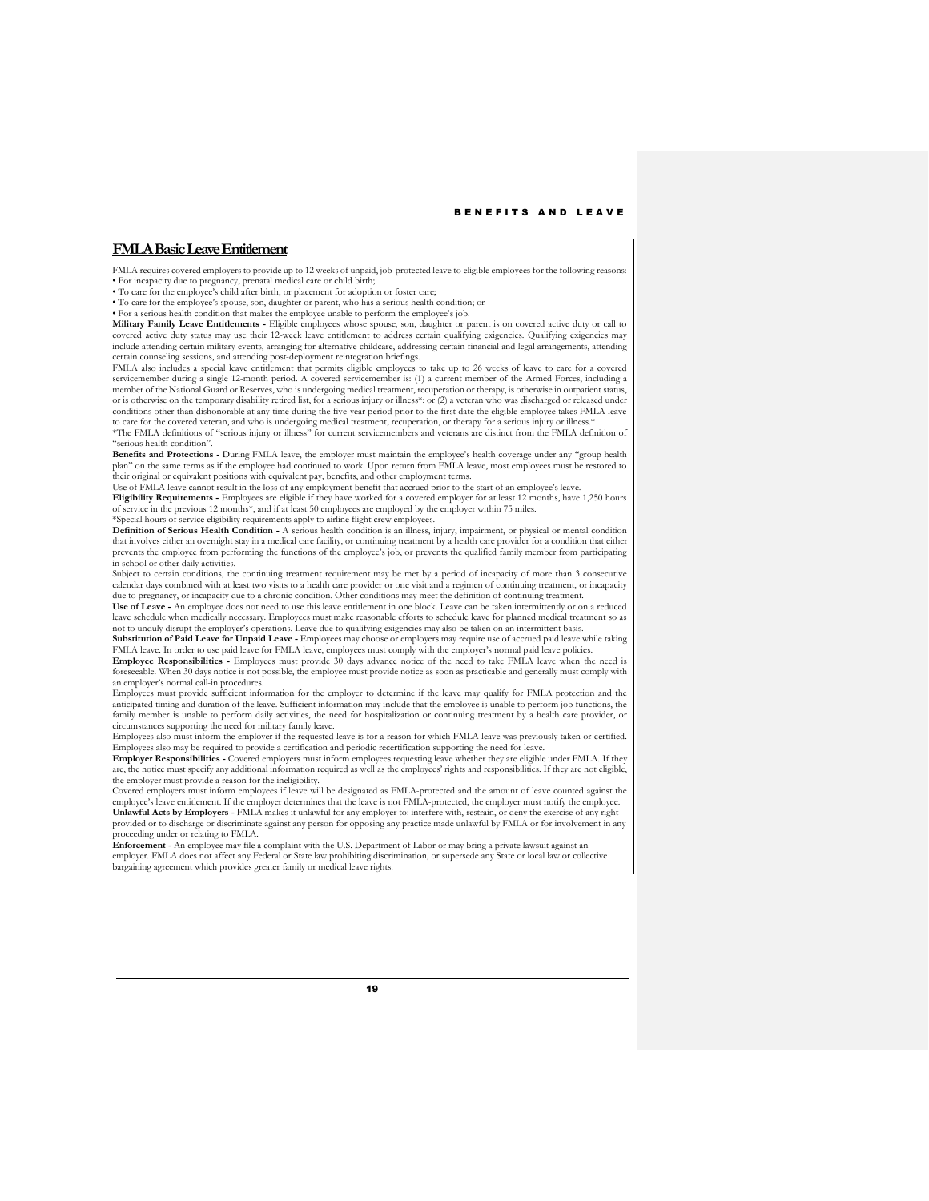## FMLA Basic Leave Entitlement

FMLA requires covered employers to provide up to 12 weeks of unpaid, job-protected leave to eligible employees for the following reasons:
- For incapacity due to pregnancy, prenatal medical care or child birth;
- To care for the employee's child after birth, or placement for adoption or foster care;
- To care for the employee's spouse, son, daughter or parent, who has a serious health condition; or
- For a serious health condition that makes the employee unable to perform the employee's job.

**Military Family Leave Entitlements -** Eligible employees whose spouse, son, daughter or parent is on covered active duty or call to covered active duty status may use their 12-week leave entitlement to address certain qualifying exigencies. Qualifying exigencies may include attending certain military events, arranging for alternative childcare, addressing certain financial and legal arrangements, attending certain counseling sessions, and attending post-deployment reintegration briefings.

FMLA also includes a special leave entitlement that permits eligible employees to take up to 26 weeks of leave to care for a covered servicemember during a single 12-month period. A covered servicemember is: (1) a current member of the Armed Forces, including a member of the National Guard or Reserves, who is undergoing medical treatment, recuperation or therapy, is otherwise in outpatient status, or is otherwise on the temporary disability retired list, for a serious injury or illness*; or (2) a veteran who was discharged or released under conditions other than dishonorable at any time during the five-year period prior to the first date the eligible employee takes FMLA leave to care for the covered veteran, and who is undergoing medical treatment, recuperation, or therapy for a serious injury or illness.*

*The FMLA definitions of "serious injury or illness" for current servicemembers and veterans are distinct from the FMLA definition of "serious health condition".

**Benefits and Protections -** During FMLA leave, the employer must maintain the employee's health coverage under any "group health plan" on the same terms as if the employee had continued to work. Upon return from FMLA leave, most employees must be restored to their original or equivalent positions with equivalent pay, benefits, and other employment terms.

Use of FMLA leave cannot result in the loss of any employment benefit that accrued prior to the start of an employee's leave.

**Eligibility Requirements -** Employees are eligible if they have worked for a covered employer for at least 12 months, have 1,250 hours of service in the previous 12 months*, and if at least 50 employees are employed by the employer within 75 miles.

*Special hours of service eligibility requirements apply to airline flight crew employees.

**Definition of Serious Health Condition -** A serious health condition is an illness, injury, impairment, or physical or mental condition that involves either an overnight stay in a medical care facility, or continuing treatment by a health care provider for a condition that either prevents the employee from performing the functions of the employee's job, or prevents the qualified family member from participating in school or other daily activities.

Subject to certain conditions, the continuing treatment requirement may be met by a period of incapacity of more than 3 consecutive calendar days combined with at least two visits to a health care provider or one visit and a regimen of continuing treatment, or incapacity due to pregnancy, or incapacity due to a chronic condition. Other conditions may meet the definition of continuing treatment.

**Use of Leave -** An employee does not need to use this leave entitlement in one block. Leave can be taken intermittently or on a reduced leave schedule when medically necessary. Employees must make reasonable efforts to schedule leave for planned medical treatment so as not to unduly disrupt the employer's operations. Leave due to qualifying exigencies may also be taken on an intermittent basis.

**Substitution of Paid Leave for Unpaid Leave -** Employees may choose or employers may require use of accrued paid leave while taking FMLA leave. In order to use paid leave for FMLA leave, employees must comply with the employer's normal paid leave policies.

**Employee Responsibilities -** Employees must provide 30 days advance notice of the need to take FMLA leave when the need is foreseeable. When 30 days notice is not possible, the employee must provide notice as soon as practicable and generally must comply with an employer's normal call-in procedures.

Employees must provide sufficient information for the employer to determine if the leave may qualify for FMLA protection and the anticipated timing and duration of the leave. Sufficient information may include that the employee is unable to perform job functions, the family member is unable to perform daily activities, the need for hospitalization or continuing treatment by a health care provider, or circumstances supporting the need for military family leave.

Employees also must inform the employer if the requested leave is for a reason for which FMLA leave was previously taken or certified. Employees also may be required to provide a certification and periodic recertification supporting the need for leave.

**Employer Responsibilities -** Covered employers must inform employees requesting leave whether they are eligible under FMLA. If they are, the notice must specify any additional information required as well as the employees' rights and responsibilities. If they are not eligible, the employer must provide a reason for the ineligibility.

Covered employers must inform employees if leave will be designated as FMLA-protected and the amount of leave counted against the employee's leave entitlement. If the employer determines that the leave is not FMLA-protected, the employer must notify the employee.

**Unlawful Acts by Employers -** FMLA makes it unlawful for any employer to: interfere with, restrain, or deny the exercise of any right provided or to discharge or discriminate against any person for opposing any practice made unlawful by FMLA or for involvement in any proceeding under or relating to FMLA.

**Enforcement -** An employee may file a complaint with the U.S. Department of Labor or may bring a private lawsuit against an employer. FMLA does not affect any Federal or State law prohibiting discrimination, or supersede any State or local law or collective bargaining agreement which provides greater family or medical leave rights.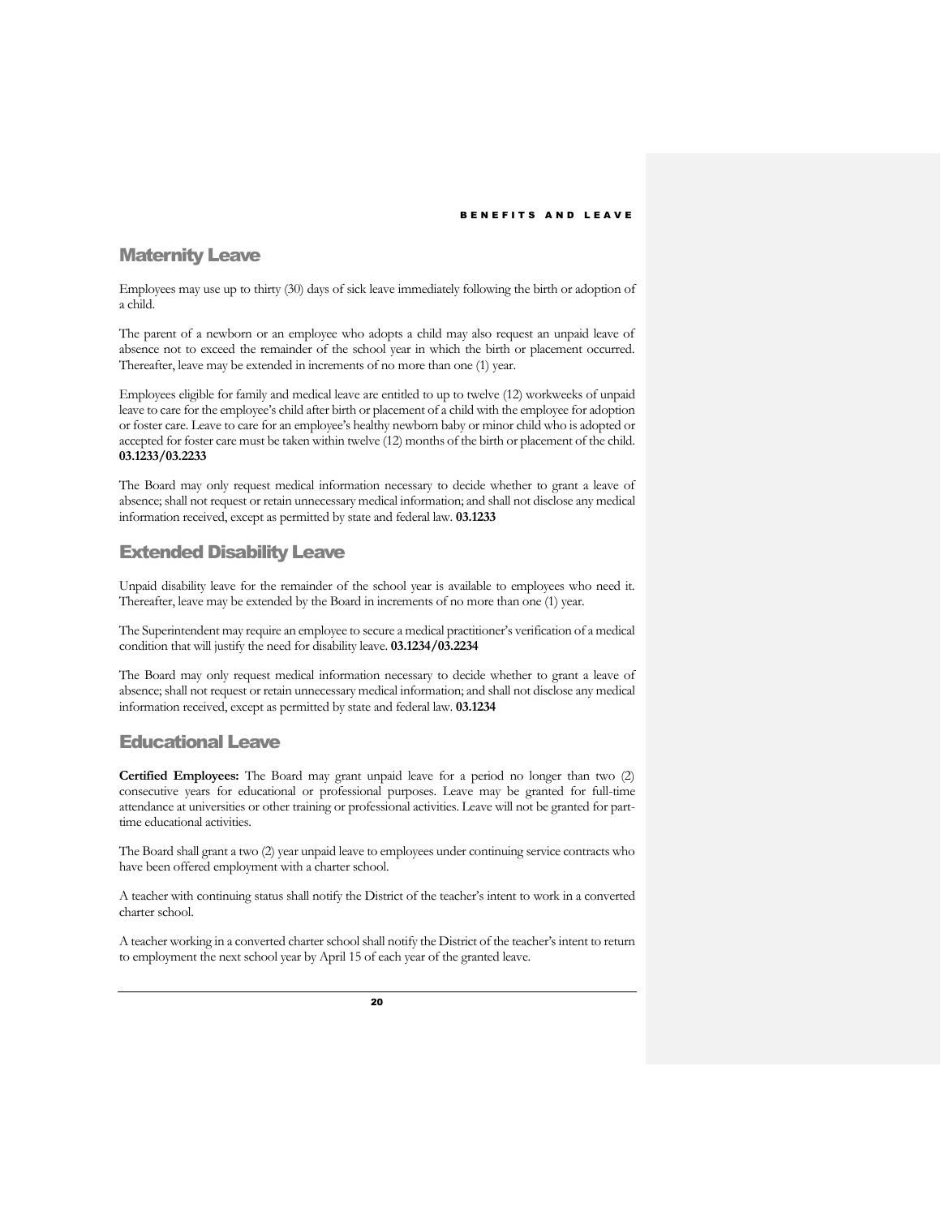## Maternity Leave

Employees may use up to thirty (30) days of sick leave immediately following the birth or adoption of a child.

The parent of a newborn or an employee who adopts a child may also request an unpaid leave of absence not to exceed the remainder of the school year in which the birth or placement occurred. Thereafter, leave may be extended in increments of no more than one (1) year.

Employees eligible for family and medical leave are entitled to up to twelve (12) workweeks of unpaid leave to care for the employee's child after birth or placement of a child with the employee for adoption or foster care. Leave to care for an employee's healthy newborn baby or minor child who is adopted or accepted for foster care must be taken within twelve (12) months of the birth or placement of the child. **03.1233/03.2233**

The Board may only request medical information necessary to decide whether to grant a leave of absence; shall not request or retain unnecessary medical information; and shall not disclose any medical information received, except as permitted by state and federal law. **03.1233**

## Extended Disability Leave

Unpaid disability leave for the remainder of the school year is available to employees who need it. Thereafter, leave may be extended by the Board in increments of no more than one (1) year.

The Superintendent may require an employee to secure a medical practitioner's verification of a medical condition that will justify the need for disability leave. **03.1234/03.2234**

The Board may only request medical information necessary to decide whether to grant a leave of absence; shall not request or retain unnecessary medical information; and shall not disclose any medical information received, except as permitted by state and federal law. **03.1234**

## Educational Leave

**Certified Employees:** The Board may grant unpaid leave for a period no longer than two (2) consecutive years for educational or professional purposes. Leave may be granted for full-time attendance at universities or other training or professional activities. Leave will not be granted for part-time educational activities.

The Board shall grant a two (2) year unpaid leave to employees under continuing service contracts who have been offered employment with a charter school.

A teacher with continuing status shall notify the District of the teacher's intent to work in a converted charter school.

A teacher working in a converted charter school shall notify the District of the teacher's intent to return to employment the next school year by April 15 of each year of the granted leave.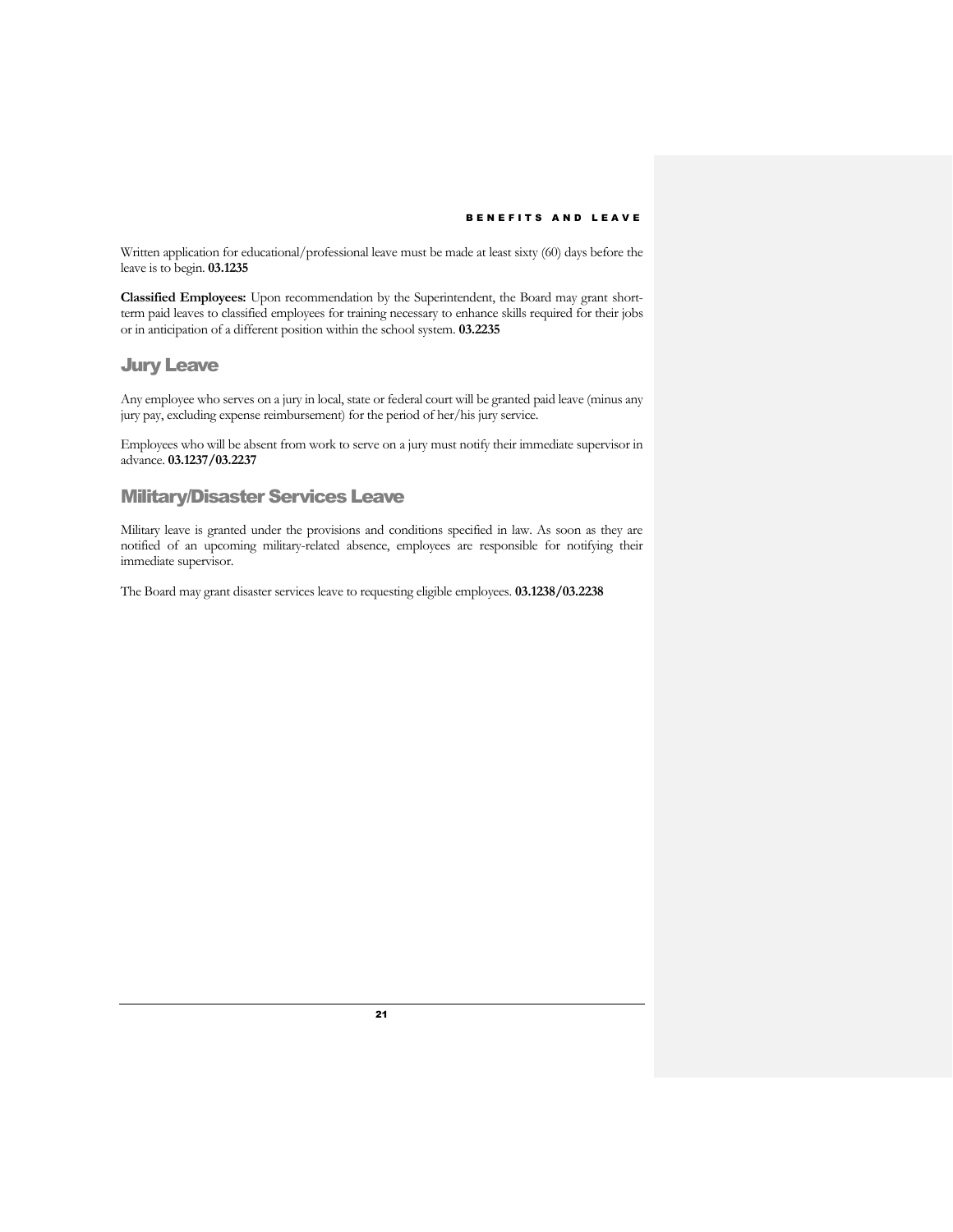Written application for educational/professional leave must be made at least sixty (60) days before the leave is to begin. **03.1235**

**Classified Employees:** Upon recommendation by the Superintendent, the Board may grant short-term paid leaves to classified employees for training necessary to enhance skills required for their jobs or in anticipation of a different position within the school system. **03.2235**

## Jury Leave

Any employee who serves on a jury in local, state or federal court will be granted paid leave (minus any jury pay, excluding expense reimbursement) for the period of her/his jury service.

Employees who will be absent from work to serve on a jury must notify their immediate supervisor in advance. **03.1237/03.2237**

## Military/Disaster Services Leave

Military leave is granted under the provisions and conditions specified in law. As soon as they are notified of an upcoming military-related absence, employees are responsible for notifying their immediate supervisor.

The Board may grant disaster services leave to requesting eligible employees. **03.1238/03.2238**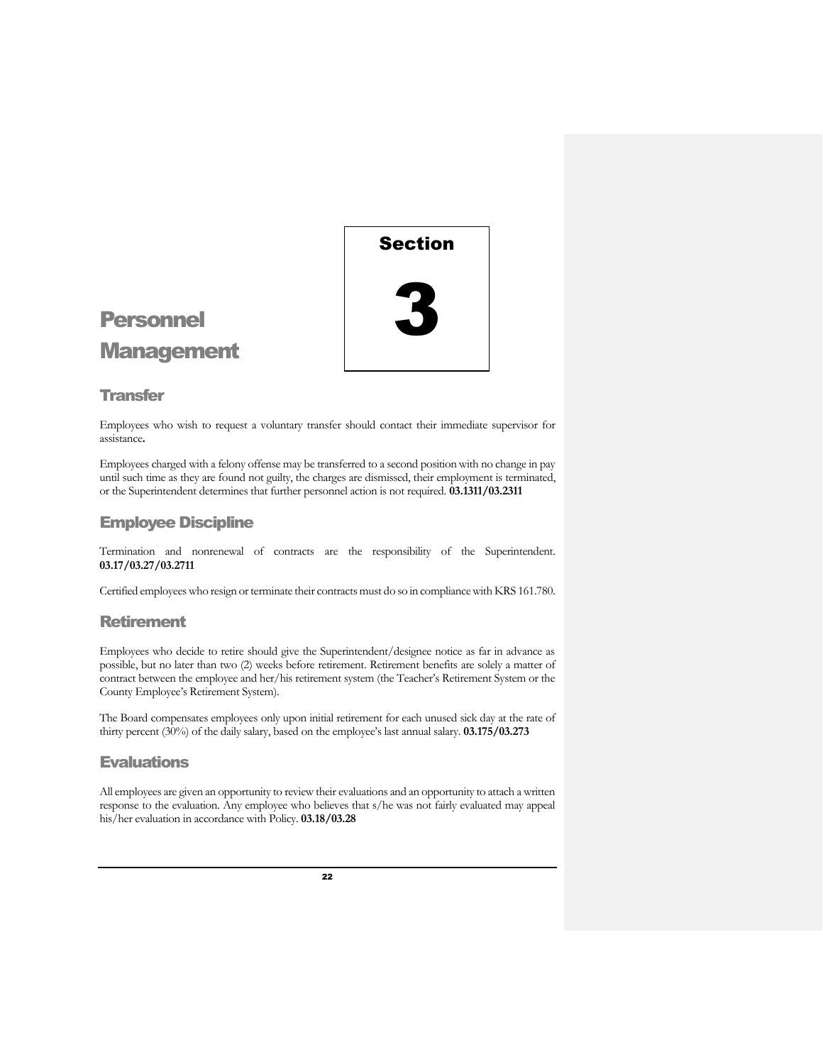# Personnel Management

Section 3

## Transfer

Employees who wish to request a voluntary transfer should contact their immediate supervisor for assistance**.**

Employees charged with a felony offense may be transferred to a second position with no change in pay until such time as they are found not guilty, the charges are dismissed, their employment is terminated, or the Superintendent determines that further personnel action is not required. **03.1311/03.2311**

## Employee Discipline

Termination and nonrenewal of contracts are the responsibility of the Superintendent. **03.17/03.27/03.2711**

Certified employees who resign or terminate their contracts must do so in compliance with KRS 161.780.

## Retirement

Employees who decide to retire should give the Superintendent/designee notice as far in advance as possible, but no later than two (2) weeks before retirement. Retirement benefits are solely a matter of contract between the employee and her/his retirement system (the Teacher's Retirement System or the County Employee's Retirement System).

The Board compensates employees only upon initial retirement for each unused sick day at the rate of thirty percent (30%) of the daily salary, based on the employee's last annual salary. **03.175/03.273**

## Evaluations

All employees are given an opportunity to review their evaluations and an opportunity to attach a written response to the evaluation. Any employee who believes that s/he was not fairly evaluated may appeal his/her evaluation in accordance with Policy. **03.18/03.28**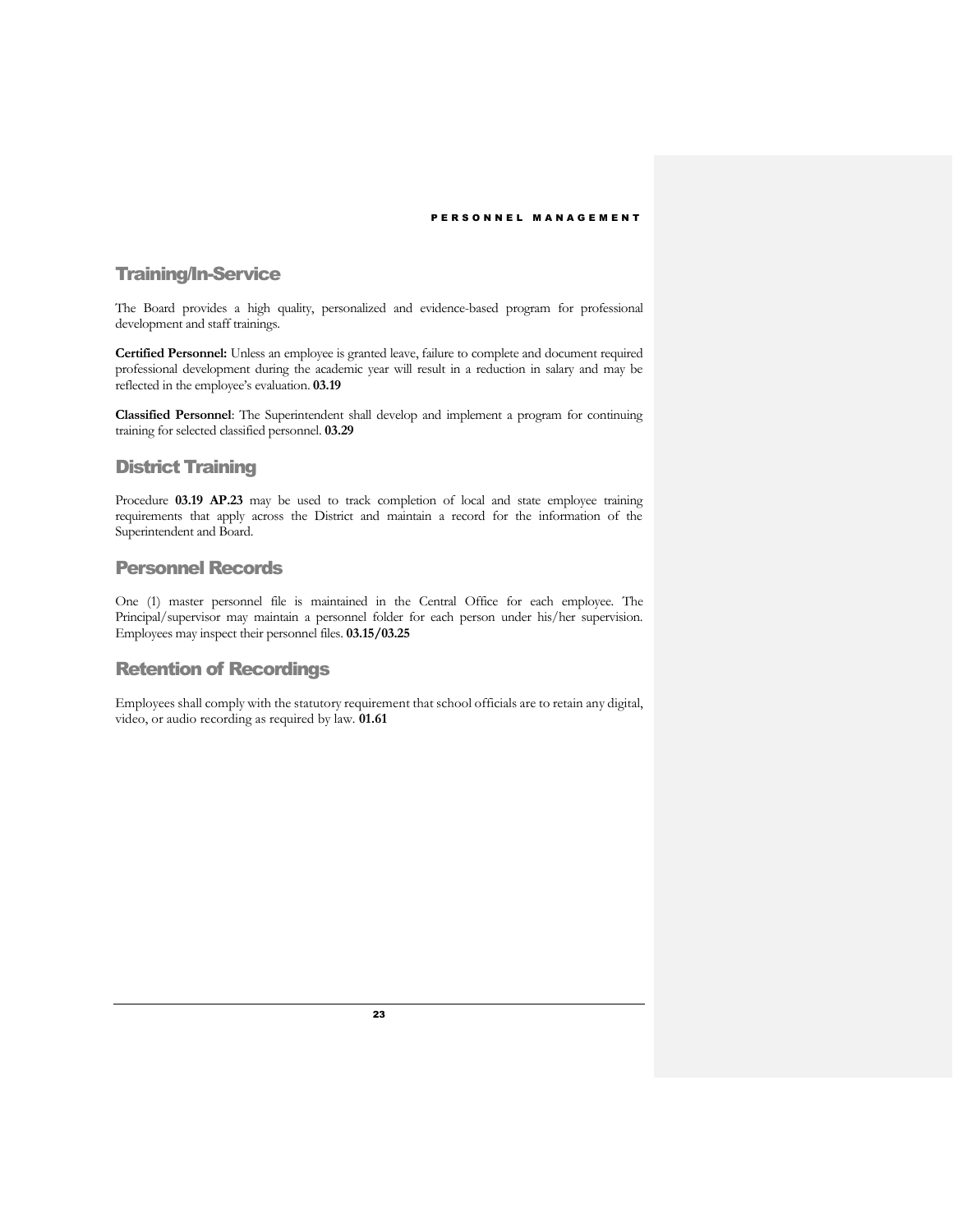## Training/In-Service

The Board provides a high quality, personalized and evidence-based program for professional development and staff trainings.

**Certified Personnel:** Unless an employee is granted leave, failure to complete and document required professional development during the academic year will result in a reduction in salary and may be reflected in the employee's evaluation. **03.19**

**Classified Personnel**: The Superintendent shall develop and implement a program for continuing training for selected classified personnel. **03.29**

## District Training

Procedure **03.19 AP.23** may be used to track completion of local and state employee training requirements that apply across the District and maintain a record for the information of the Superintendent and Board.

## Personnel Records

One (1) master personnel file is maintained in the Central Office for each employee. The Principal/supervisor may maintain a personnel folder for each person under his/her supervision. Employees may inspect their personnel files. **03.15/03.25**

## Retention of Recordings

Employees shall comply with the statutory requirement that school officials are to retain any digital, video, or audio recording as required by law. **01.61**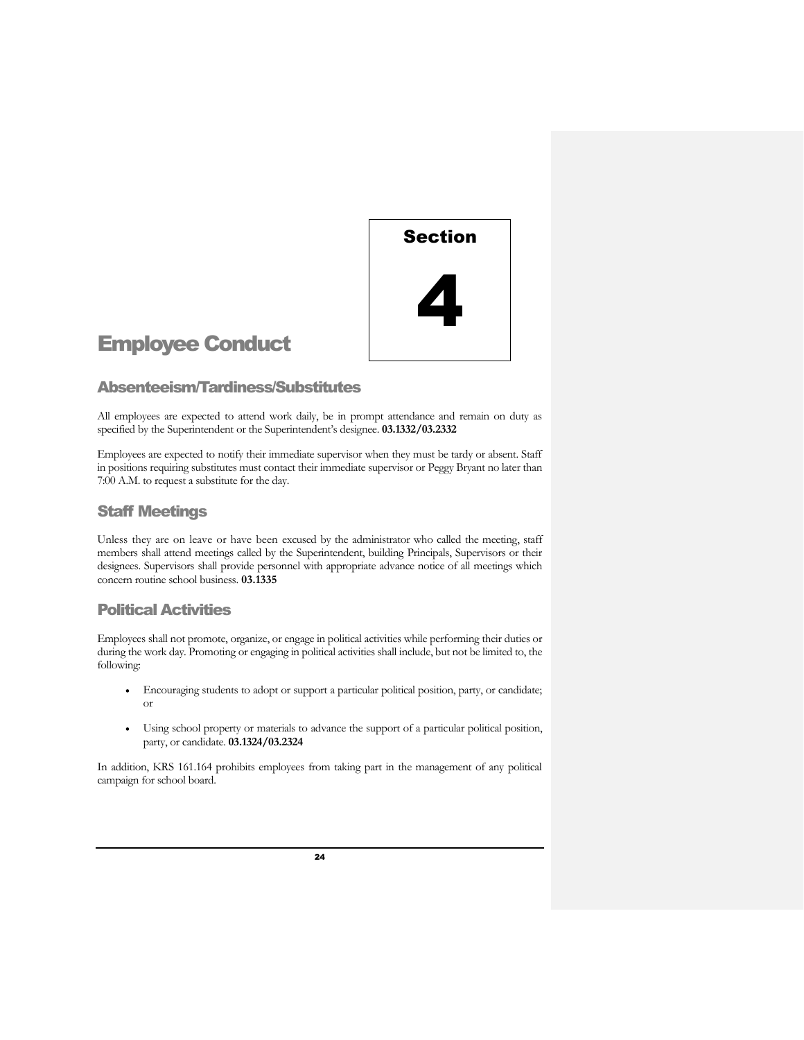# Section 4

# Employee Conduct

## Absenteeism/Tardiness/Substitutes

All employees are expected to attend work daily, be in prompt attendance and remain on duty as specified by the Superintendent or the Superintendent's designee. **03.1332/03.2332**

Employees are expected to notify their immediate supervisor when they must be tardy or absent. Staff in positions requiring substitutes must contact their immediate supervisor or Peggy Bryant no later than 7:00 A.M. to request a substitute for the day.

## Staff Meetings

Unless they are on leave or have been excused by the administrator who called the meeting, staff members shall attend meetings called by the Superintendent, building Principals, Supervisors or their designees. Supervisors shall provide personnel with appropriate advance notice of all meetings which concern routine school business. **03.1335**

## Political Activities

Employees shall not promote, organize, or engage in political activities while performing their duties or during the work day. Promoting or engaging in political activities shall include, but not be limited to, the following:

- Encouraging students to adopt or support a particular political position, party, or candidate; or
- Using school property or materials to advance the support of a particular political position, party, or candidate. **03.1324/03.2324**

In addition, KRS 161.164 prohibits employees from taking part in the management of any political campaign for school board.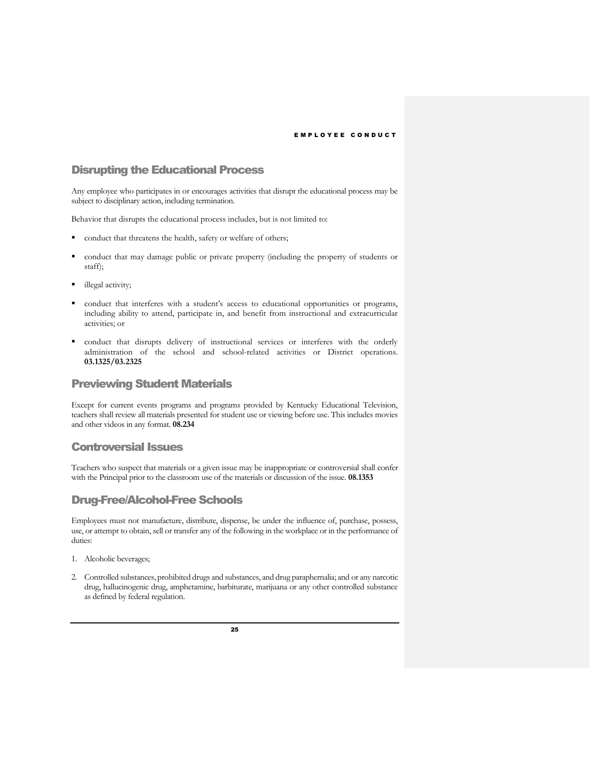## Disrupting the Educational Process

Any employee who participates in or encourages activities that disrupt the educational process may be subject to disciplinary action, including termination.

Behavior that disrupts the educational process includes, but is not limited to:

- conduct that threatens the health, safety or welfare of others;
- conduct that may damage public or private property (including the property of students or staff);
- illegal activity;
- conduct that interferes with a student's access to educational opportunities or programs, including ability to attend, participate in, and benefit from instructional and extracurricular activities; or
- conduct that disrupts delivery of instructional services or interferes with the orderly administration of the school and school-related activities or District operations. **03.1325/03.2325**

## Previewing Student Materials

Except for current events programs and programs provided by Kentucky Educational Television, teachers shall review all materials presented for student use or viewing before use. This includes movies and other videos in any format. **08.234**

## Controversial Issues

Teachers who suspect that materials or a given issue may be inappropriate or controversial shall confer with the Principal prior to the classroom use of the materials or discussion of the issue. **08.1353**

## Drug-Free/Alcohol-Free Schools

Employees must not manufacture, distribute, dispense, be under the influence of, purchase, possess, use, or attempt to obtain, sell or transfer any of the following in the workplace or in the performance of duties:

1. Alcoholic beverages;
2. Controlled substances, prohibited drugs and substances, and drug paraphernalia; and or any narcotic drug, hallucinogenic drug, amphetamine, barbiturate, marijuana or any other controlled substance as defined by federal regulation.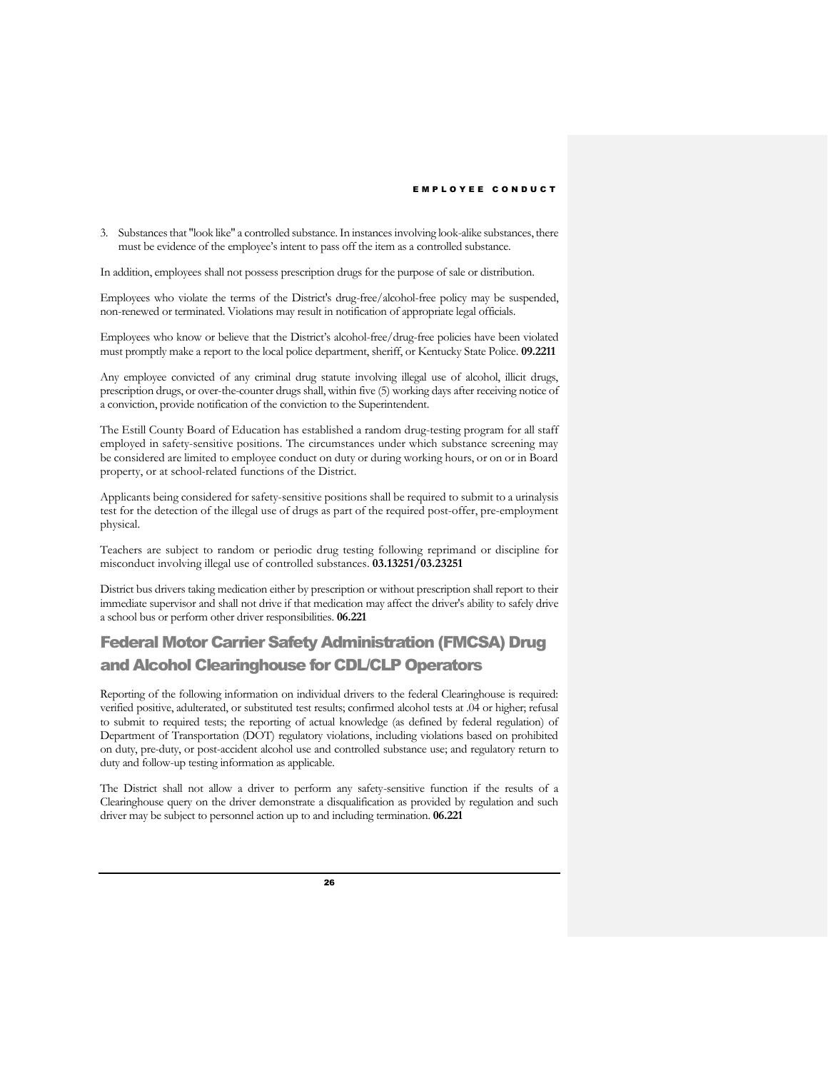3. Substances that "look like" a controlled substance. In instances involving look-alike substances, there must be evidence of the employee's intent to pass off the item as a controlled substance.

In addition, employees shall not possess prescription drugs for the purpose of sale or distribution.

Employees who violate the terms of the District's drug-free/alcohol-free policy may be suspended, non-renewed or terminated. Violations may result in notification of appropriate legal officials.

Employees who know or believe that the District's alcohol-free/drug-free policies have been violated must promptly make a report to the local police department, sheriff, or Kentucky State Police. **09.2211**

Any employee convicted of any criminal drug statute involving illegal use of alcohol, illicit drugs, prescription drugs, or over-the-counter drugs shall, within five (5) working days after receiving notice of a conviction, provide notification of the conviction to the Superintendent.

The Estill County Board of Education has established a random drug-testing program for all staff employed in safety-sensitive positions. The circumstances under which substance screening may be considered are limited to employee conduct on duty or during working hours, or on or in Board property, or at school-related functions of the District.

Applicants being considered for safety-sensitive positions shall be required to submit to a urinalysis test for the detection of the illegal use of drugs as part of the required post-offer, pre-employment physical.

Teachers are subject to random or periodic drug testing following reprimand or discipline for misconduct involving illegal use of controlled substances. **03.13251/03.23251**

District bus drivers taking medication either by prescription or without prescription shall report to their immediate supervisor and shall not drive if that medication may affect the driver's ability to safely drive a school bus or perform other driver responsibilities. **06.221**

## Federal Motor Carrier Safety Administration (FMCSA) Drug and Alcohol Clearinghouse for CDL/CLP Operators

Reporting of the following information on individual drivers to the federal Clearinghouse is required: verified positive, adulterated, or substituted test results; confirmed alcohol tests at .04 or higher; refusal to submit to required tests; the reporting of actual knowledge (as defined by federal regulation) of Department of Transportation (DOT) regulatory violations, including violations based on prohibited on duty, pre-duty, or post-accident alcohol use and controlled substance use; and regulatory return to duty and follow-up testing information as applicable.

The District shall not allow a driver to perform any safety-sensitive function if the results of a Clearinghouse query on the driver demonstrate a disqualification as provided by regulation and such driver may be subject to personnel action up to and including termination. **06.221**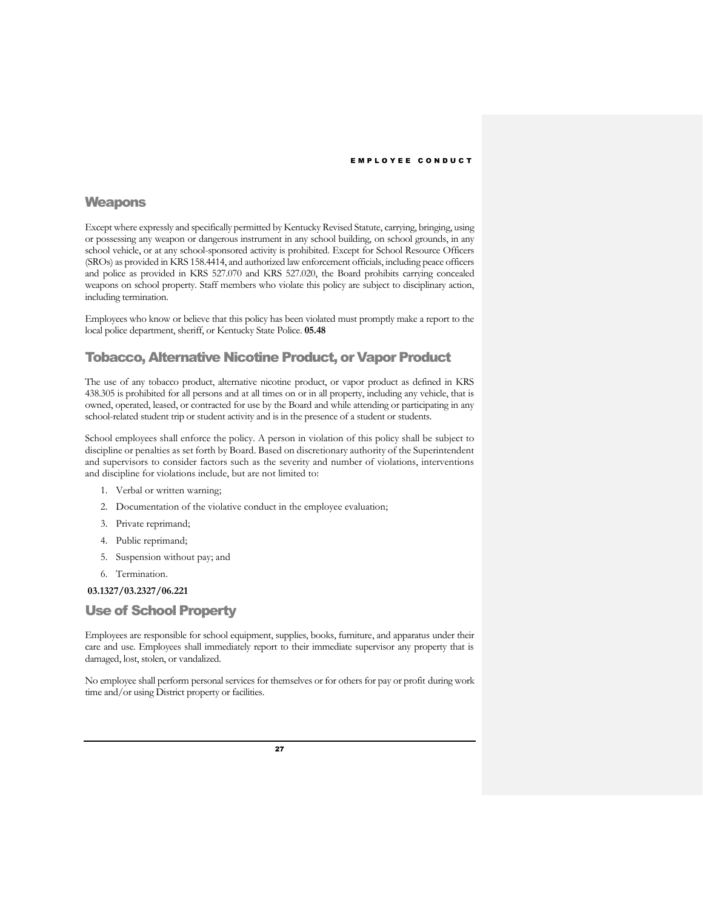## Weapons

Except where expressly and specifically permitted by Kentucky Revised Statute, carrying, bringing, using or possessing any weapon or dangerous instrument in any school building, on school grounds, in any school vehicle, or at any school-sponsored activity is prohibited. Except for School Resource Officers (SROs) as provided in KRS 158.4414, and authorized law enforcement officials, including peace officers and police as provided in KRS 527.070 and KRS 527.020, the Board prohibits carrying concealed weapons on school property. Staff members who violate this policy are subject to disciplinary action, including termination.

Employees who know or believe that this policy has been violated must promptly make a report to the local police department, sheriff, or Kentucky State Police. **05.48**

## Tobacco, Alternative Nicotine Product, or Vapor Product

The use of any tobacco product, alternative nicotine product, or vapor product as defined in KRS 438.305 is prohibited for all persons and at all times on or in all property, including any vehicle, that is owned, operated, leased, or contracted for use by the Board and while attending or participating in any school-related student trip or student activity and is in the presence of a student or students.

School employees shall enforce the policy. A person in violation of this policy shall be subject to discipline or penalties as set forth by Board. Based on discretionary authority of the Superintendent and supervisors to consider factors such as the severity and number of violations, interventions and discipline for violations include, but are not limited to:

1. Verbal or written warning;
2. Documentation of the violative conduct in the employee evaluation;
3. Private reprimand;
4. Public reprimand;
5. Suspension without pay; and
6. Termination.

**03.1327/03.2327/06.221**

## Use of School Property

Employees are responsible for school equipment, supplies, books, furniture, and apparatus under their care and use. Employees shall immediately report to their immediate supervisor any property that is damaged, lost, stolen, or vandalized.

No employee shall perform personal services for themselves or for others for pay or profit during work time and/or using District property or facilities.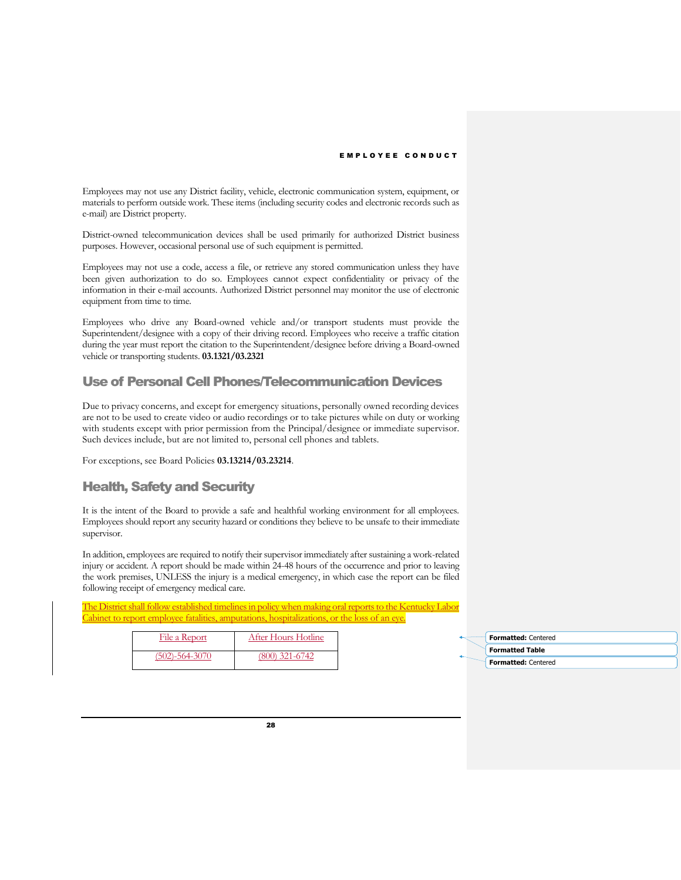Employees may not use any District facility, vehicle, electronic communication system, equipment, or materials to perform outside work. These items (including security codes and electronic records such as e-mail) are District property.

District-owned telecommunication devices shall be used primarily for authorized District business purposes. However, occasional personal use of such equipment is permitted.

Employees may not use a code, access a file, or retrieve any stored communication unless they have been given authorization to do so. Employees cannot expect confidentiality or privacy of the information in their e-mail accounts. Authorized District personnel may monitor the use of electronic equipment from time to time.

Employees who drive any Board-owned vehicle and/or transport students must provide the Superintendent/designee with a copy of their driving record. Employees who receive a traffic citation during the year must report the citation to the Superintendent/designee before driving a Board-owned vehicle or transporting students. **03.1321/03.2321**

## Use of Personal Cell Phones/Telecommunication Devices

Due to privacy concerns, and except for emergency situations, personally owned recording devices are not to be used to create video or audio recordings or to take pictures while on duty or working with students except with prior permission from the Principal/designee or immediate supervisor. Such devices include, but are not limited to, personal cell phones and tablets.

For exceptions, see Board Policies **03.13214/03.23214**.

## Health, Safety and Security

It is the intent of the Board to provide a safe and healthful working environment for all employees. Employees should report any security hazard or conditions they believe to be unsafe to their immediate supervisor.

In addition, employees are required to notify their supervisor immediately after sustaining a work-related injury or accident. A report should be made within 24-48 hours of the occurrence and prior to leaving the work premises, UNLESS the injury is a medical emergency, in which case the report can be filed following receipt of emergency medical care.

The District shall follow established timelines in policy when making oral reports to the Kentucky Labor Cabinet to report employee fatalities, amputations, hospitalizations, or the loss of an eye.

| File a Report | After Hours Hotline |
|---|---|
| (502)-564-3070 | (800) 321-6742 |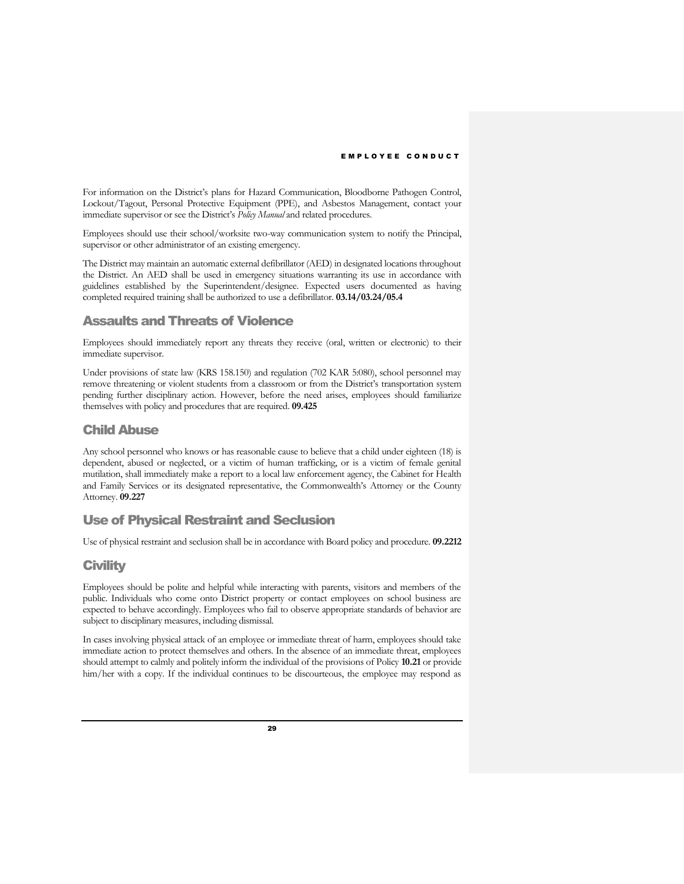For information on the District's plans for Hazard Communication, Bloodborne Pathogen Control, Lockout/Tagout, Personal Protective Equipment (PPE), and Asbestos Management, contact your immediate supervisor or see the District's *Policy Manual* and related procedures.

Employees should use their school/worksite two-way communication system to notify the Principal, supervisor or other administrator of an existing emergency.

The District may maintain an automatic external defibrillator (AED) in designated locations throughout the District. An AED shall be used in emergency situations warranting its use in accordance with guidelines established by the Superintendent/designee. Expected users documented as having completed required training shall be authorized to use a defibrillator. **03.14/03.24/05.4**

## Assaults and Threats of Violence

Employees should immediately report any threats they receive (oral, written or electronic) to their immediate supervisor.

Under provisions of state law (KRS 158.150) and regulation (702 KAR 5:080), school personnel may remove threatening or violent students from a classroom or from the District's transportation system pending further disciplinary action. However, before the need arises, employees should familiarize themselves with policy and procedures that are required. **09.425**

## Child Abuse

Any school personnel who knows or has reasonable cause to believe that a child under eighteen (18) is dependent, abused or neglected, or a victim of human trafficking, or is a victim of female genital mutilation, shall immediately make a report to a local law enforcement agency, the Cabinet for Health and Family Services or its designated representative, the Commonwealth's Attorney or the County Attorney. **09.227**

## Use of Physical Restraint and Seclusion

Use of physical restraint and seclusion shall be in accordance with Board policy and procedure. **09.2212**

## Civility

Employees should be polite and helpful while interacting with parents, visitors and members of the public. Individuals who come onto District property or contact employees on school business are expected to behave accordingly. Employees who fail to observe appropriate standards of behavior are subject to disciplinary measures, including dismissal.

In cases involving physical attack of an employee or immediate threat of harm, employees should take immediate action to protect themselves and others. In the absence of an immediate threat, employees should attempt to calmly and politely inform the individual of the provisions of Policy **10.21** or provide him/her with a copy. If the individual continues to be discourteous, the employee may respond as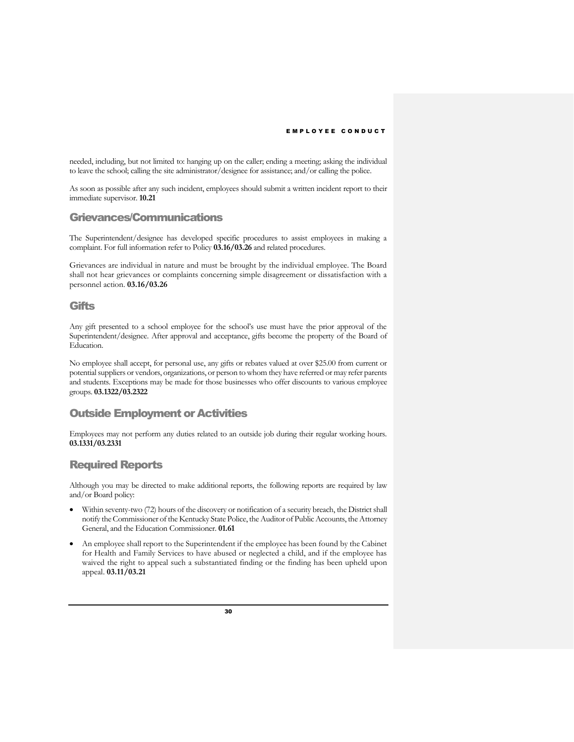needed, including, but not limited to: hanging up on the caller; ending a meeting; asking the individual to leave the school; calling the site administrator/designee for assistance; and/or calling the police.

As soon as possible after any such incident, employees should submit a written incident report to their immediate supervisor. **10.21**

## Grievances/Communications

The Superintendent/designee has developed specific procedures to assist employees in making a complaint. For full information refer to Policy **03.16/03.26** and related procedures.

Grievances are individual in nature and must be brought by the individual employee. The Board shall not hear grievances or complaints concerning simple disagreement or dissatisfaction with a personnel action. **03.16/03.26**

## Gifts

Any gift presented to a school employee for the school's use must have the prior approval of the Superintendent/designee. After approval and acceptance, gifts become the property of the Board of Education.

No employee shall accept, for personal use, any gifts or rebates valued at over $25.00 from current or potential suppliers or vendors, organizations, or person to whom they have referred or may refer parents and students. Exceptions may be made for those businesses who offer discounts to various employee groups. **03.1322/03.2322**

## Outside Employment or Activities

Employees may not perform any duties related to an outside job during their regular working hours. **03.1331/03.2331**

## Required Reports

Although you may be directed to make additional reports, the following reports are required by law and/or Board policy:

- Within seventy-two (72) hours of the discovery or notification of a security breach, the District shall notify the Commissioner of the Kentucky State Police, the Auditor of Public Accounts, the Attorney General, and the Education Commissioner. **01.61**
- An employee shall report to the Superintendent if the employee has been found by the Cabinet for Health and Family Services to have abused or neglected a child, and if the employee has waived the right to appeal such a substantiated finding or the finding has been upheld upon appeal. **03.11/03.21**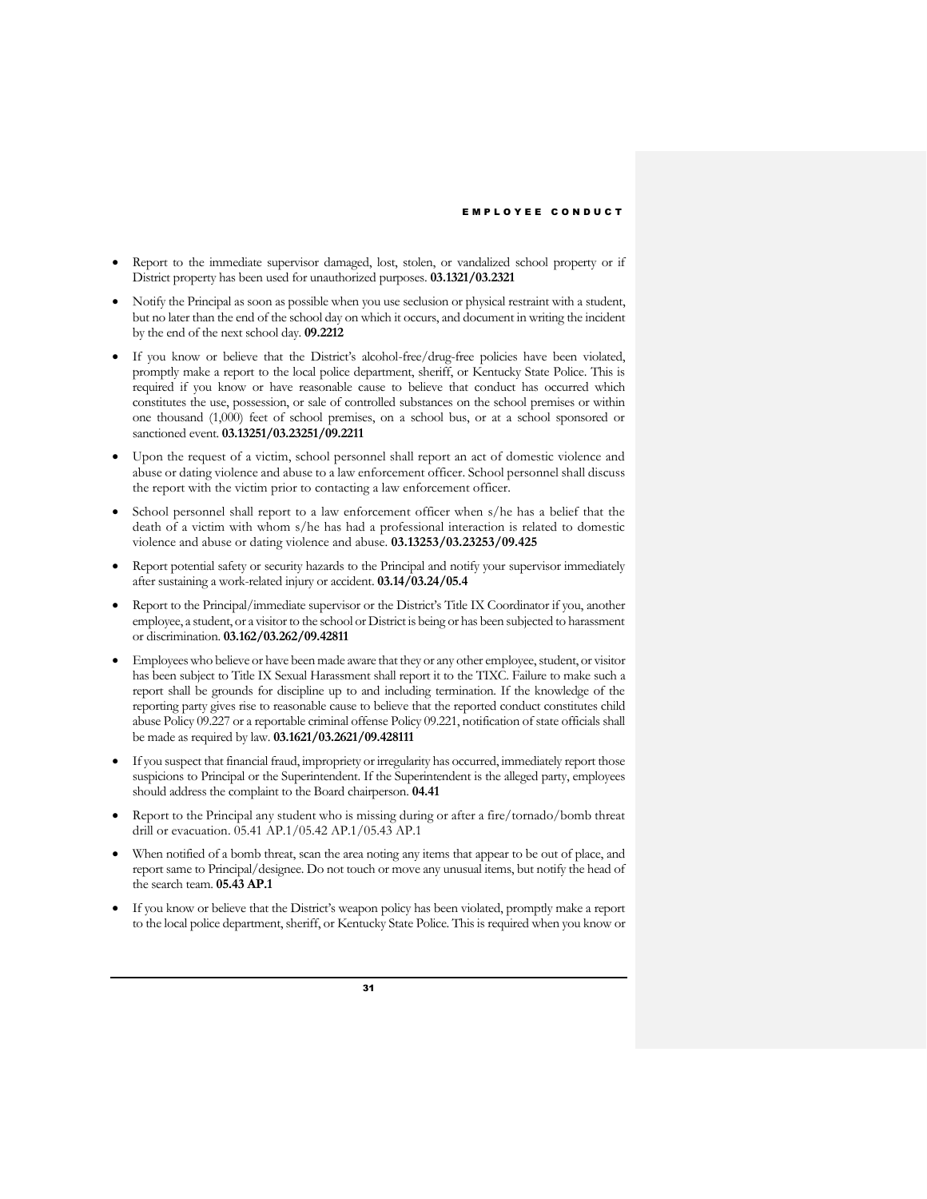- Report to the immediate supervisor damaged, lost, stolen, or vandalized school property or if District property has been used for unauthorized purposes. **03.1321/03.2321**

- Notify the Principal as soon as possible when you use seclusion or physical restraint with a student, but no later than the end of the school day on which it occurs, and document in writing the incident by the end of the next school day. **09.2212**

- If you know or believe that the District's alcohol-free/drug-free policies have been violated, promptly make a report to the local police department, sheriff, or Kentucky State Police. This is required if you know or have reasonable cause to believe that conduct has occurred which constitutes the use, possession, or sale of controlled substances on the school premises or within one thousand (1,000) feet of school premises, on a school bus, or at a school sponsored or sanctioned event. **03.13251/03.23251/09.2211**

- Upon the request of a victim, school personnel shall report an act of domestic violence and abuse or dating violence and abuse to a law enforcement officer. School personnel shall discuss the report with the victim prior to contacting a law enforcement officer.

- School personnel shall report to a law enforcement officer when s/he has a belief that the death of a victim with whom s/he has had a professional interaction is related to domestic violence and abuse or dating violence and abuse. **03.13253/03.23253/09.425**

- Report potential safety or security hazards to the Principal and notify your supervisor immediately after sustaining a work-related injury or accident. **03.14/03.24/05.4**

- Report to the Principal/immediate supervisor or the District's Title IX Coordinator if you, another employee, a student, or a visitor to the school or District is being or has been subjected to harassment or discrimination. **03.162/03.262/09.42811**

- Employees who believe or have been made aware that they or any other employee, student, or visitor has been subject to Title IX Sexual Harassment shall report it to the TIXC. Failure to make such a report shall be grounds for discipline up to and including termination. If the knowledge of the reporting party gives rise to reasonable cause to believe that the reported conduct constitutes child abuse Policy 09.227 or a reportable criminal offense Policy 09.221, notification of state officials shall be made as required by law. **03.1621/03.2621/09.428111**

- If you suspect that financial fraud, impropriety or irregularity has occurred, immediately report those suspicions to Principal or the Superintendent. If the Superintendent is the alleged party, employees should address the complaint to the Board chairperson. **04.41**

- Report to the Principal any student who is missing during or after a fire/tornado/bomb threat drill or evacuation. 05.41 AP.1/05.42 AP.1/05.43 AP.1

- When notified of a bomb threat, scan the area noting any items that appear to be out of place, and report same to Principal/designee. Do not touch or move any unusual items, but notify the head of the search team. **05.43 AP.1**

- If you know or believe that the District's weapon policy has been violated, promptly make a report to the local police department, sheriff, or Kentucky State Police. This is required when you know or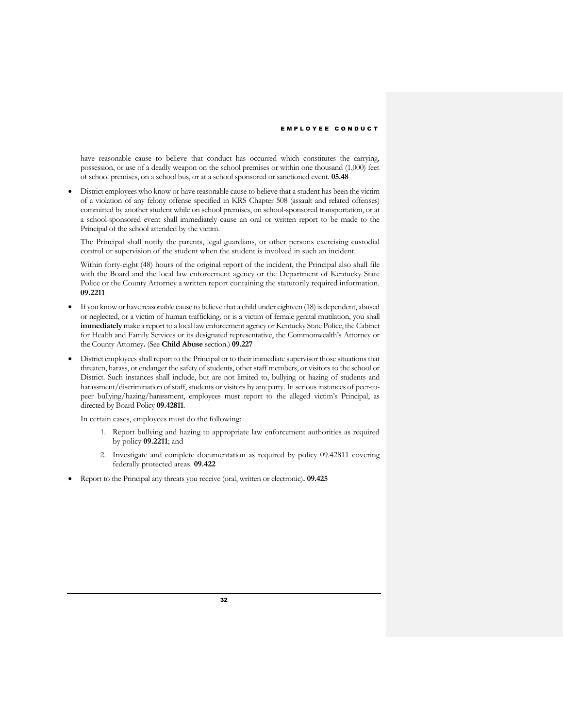have reasonable cause to believe that conduct has occurred which constitutes the carrying, possession, or use of a deadly weapon on the school premises or within one thousand (1,000) feet of school premises, on a school bus, or at a school sponsored or sanctioned event. **05.48**

- District employees who know or have reasonable cause to believe that a student has been the victim of a violation of any felony offense specified in KRS Chapter 508 (assault and related offenses) committed by another student while on school premises, on school-sponsored transportation, or at a school-sponsored event shall immediately cause an oral or written report to be made to the Principal of the school attended by the victim.

  The Principal shall notify the parents, legal guardians, or other persons exercising custodial control or supervision of the student when the student is involved in such an incident.

  Within forty-eight (48) hours of the original report of the incident, the Principal also shall file with the Board and the local law enforcement agency or the Department of Kentucky State Police or the County Attorney a written report containing the statutorily required information. **09.2211**

- If you know or have reasonable cause to believe that a child under eighteen (18) is dependent, abused or neglected, or a victim of human trafficking, or is a victim of female genital mutilation, you shall **immediately** make a report to a local law enforcement agency or Kentucky State Police, the Cabinet for Health and Family Services or its designated representative, the Commonwealth's Attorney or the County Attorney. (See **Child Abuse** section.) **09.227**

- District employees shall report to the Principal or to their immediate supervisor those situations that threaten, harass, or endanger the safety of students, other staff members, or visitors to the school or District. Such instances shall include, but are not limited to, bullying or hazing of students and harassment/discrimination of staff, students or visitors by any party. In serious instances of peer-to-peer bullying/hazing/harassment, employees must report to the alleged victim's Principal, as directed by Board Policy **09.42811**.

  In certain cases, employees must do the following:

  1. Report bullying and hazing to appropriate law enforcement authorities as required by policy **09.2211**; and
  2. Investigate and complete documentation as required by policy 09.42811 covering federally protected areas. **09.422**

- Report to the Principal any threats you receive (oral, written or electronic). **09.425**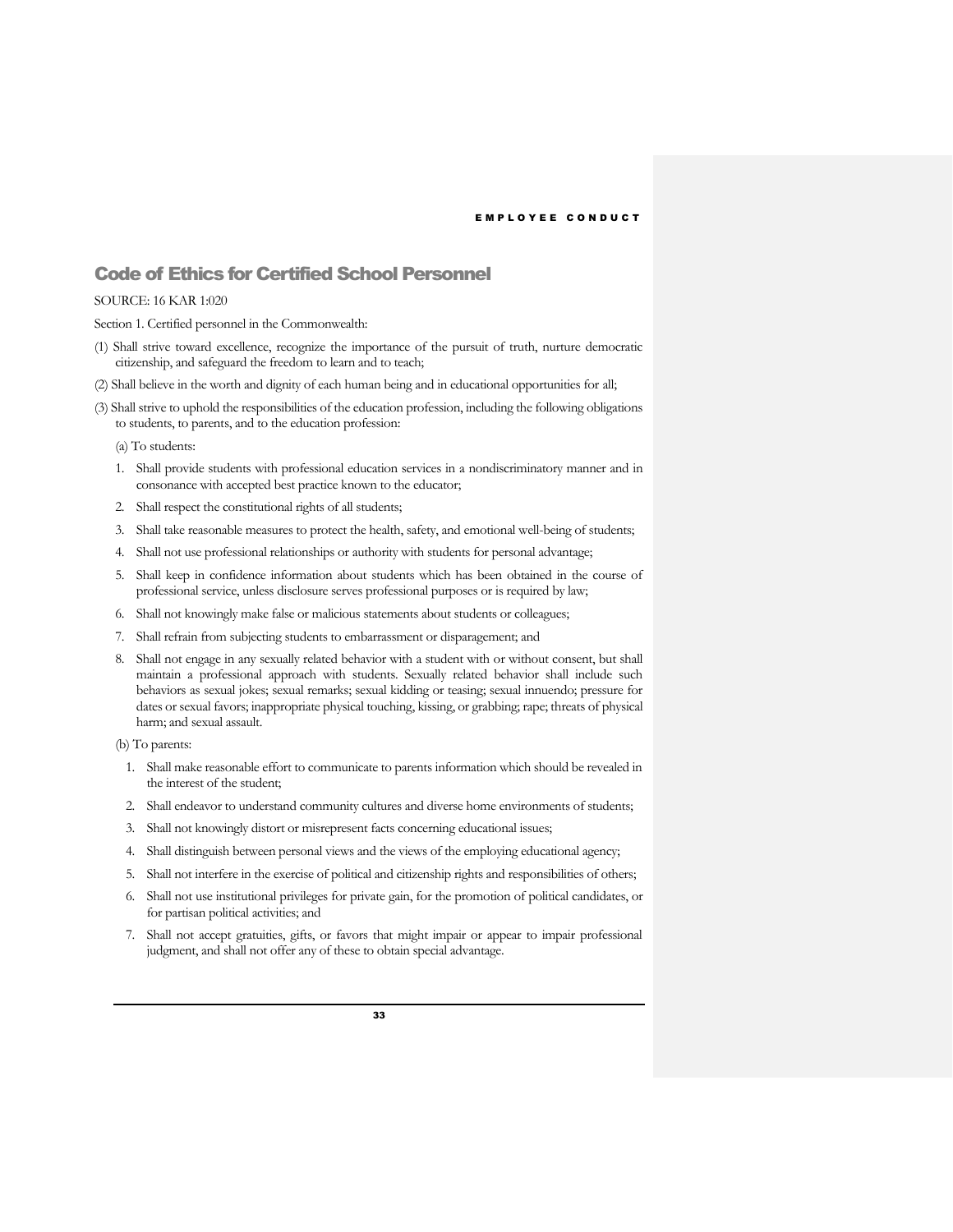## Code of Ethics for Certified School Personnel

SOURCE: 16 KAR 1:020

Section 1. Certified personnel in the Commonwealth:

(1) Shall strive toward excellence, recognize the importance of the pursuit of truth, nurture democratic citizenship, and safeguard the freedom to learn and to teach;

(2) Shall believe in the worth and dignity of each human being and in educational opportunities for all;

(3) Shall strive to uphold the responsibilities of the education profession, including the following obligations to students, to parents, and to the education profession:

(a) To students:

1. Shall provide students with professional education services in a nondiscriminatory manner and in consonance with accepted best practice known to the educator;
2. Shall respect the constitutional rights of all students;
3. Shall take reasonable measures to protect the health, safety, and emotional well-being of students;
4. Shall not use professional relationships or authority with students for personal advantage;
5. Shall keep in confidence information about students which has been obtained in the course of professional service, unless disclosure serves professional purposes or is required by law;
6. Shall not knowingly make false or malicious statements about students or colleagues;
7. Shall refrain from subjecting students to embarrassment or disparagement; and
8. Shall not engage in any sexually related behavior with a student with or without consent, but shall maintain a professional approach with students. Sexually related behavior shall include such behaviors as sexual jokes; sexual remarks; sexual kidding or teasing; sexual innuendo; pressure for dates or sexual favors; inappropriate physical touching, kissing, or grabbing; rape; threats of physical harm; and sexual assault.

(b) To parents:

1. Shall make reasonable effort to communicate to parents information which should be revealed in the interest of the student;
2. Shall endeavor to understand community cultures and diverse home environments of students;
3. Shall not knowingly distort or misrepresent facts concerning educational issues;
4. Shall distinguish between personal views and the views of the employing educational agency;
5. Shall not interfere in the exercise of political and citizenship rights and responsibilities of others;
6. Shall not use institutional privileges for private gain, for the promotion of political candidates, or for partisan political activities; and
7. Shall not accept gratuities, gifts, or favors that might impair or appear to impair professional judgment, and shall not offer any of these to obtain special advantage.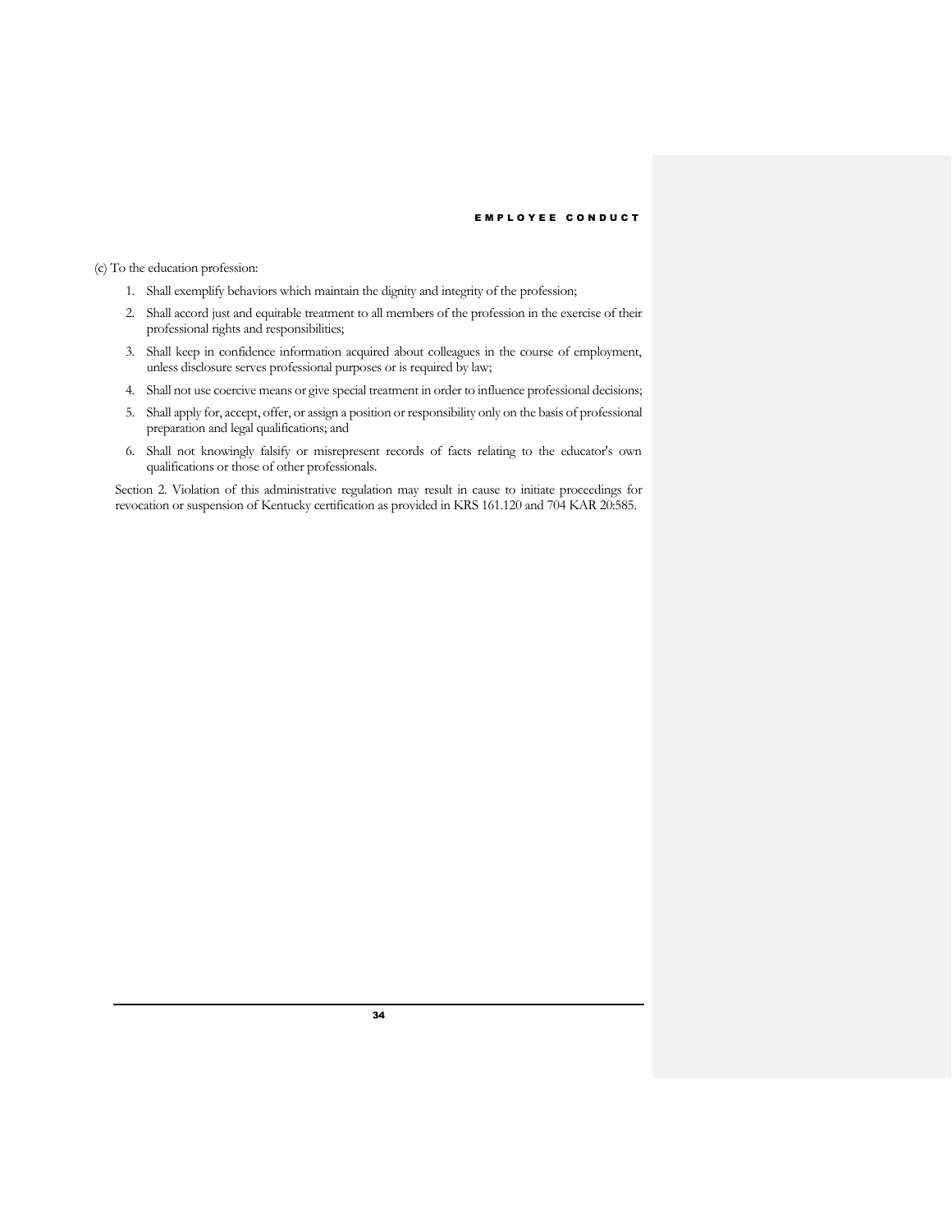(c) To the education profession:

1. Shall exemplify behaviors which maintain the dignity and integrity of the profession;
2. Shall accord just and equitable treatment to all members of the profession in the exercise of their professional rights and responsibilities;
3. Shall keep in confidence information acquired about colleagues in the course of employment, unless disclosure serves professional purposes or is required by law;
4. Shall not use coercive means or give special treatment in order to influence professional decisions;
5. Shall apply for, accept, offer, or assign a position or responsibility only on the basis of professional preparation and legal qualifications; and
6. Shall not knowingly falsify or misrepresent records of facts relating to the educator's own qualifications or those of other professionals.

Section 2. Violation of this administrative regulation may result in cause to initiate proceedings for revocation or suspension of Kentucky certification as provided in KRS 161.120 and 704 KAR 20:585.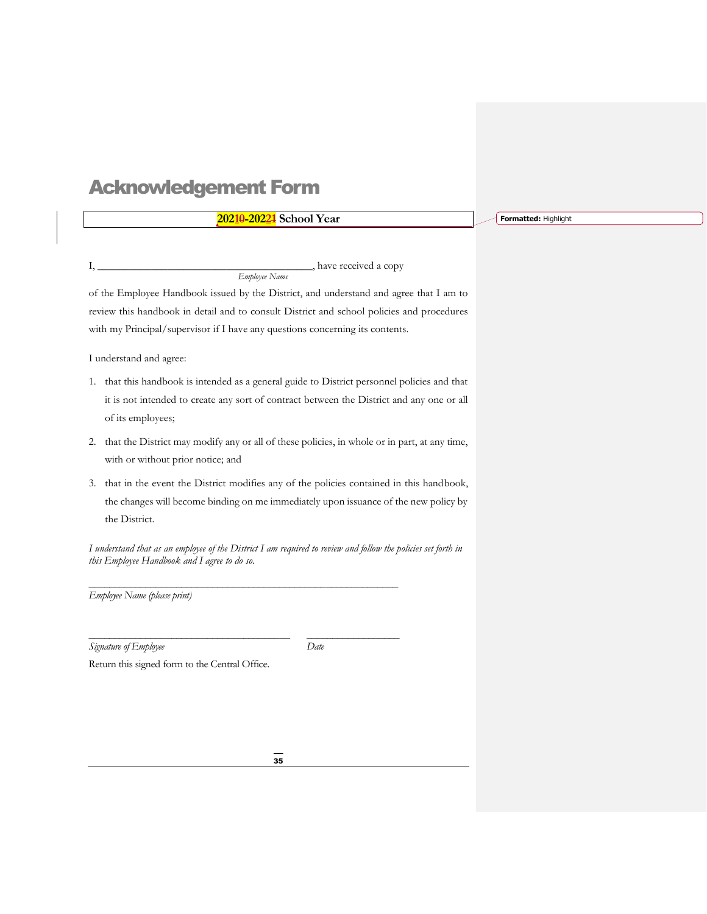# Acknowledgement Form

**2021~~0~~-2022~~1~~ School Year**

I, _______________________________________, have received a copy
*Employee Name*

of the Employee Handbook issued by the District, and understand and agree that I am to review this handbook in detail and to consult District and school policies and procedures with my Principal/supervisor if I have any questions concerning its contents.

I understand and agree:

1. that this handbook is intended as a general guide to District personnel policies and that it is not intended to create any sort of contract between the District and any one or all of its employees;
2. that the District may modify any or all of these policies, in whole or in part, at any time, with or without prior notice; and
3. that in the event the District modifies any of the policies contained in this handbook, the changes will become binding on me immediately upon issuance of the new policy by the District.

*I understand that as an employee of the District I am required to review and follow the policies set forth in this Employee Handbook and I agree to do so.*

_____________________________________________________________
*Employee Name (please print)*

_______________________________________ __________________
*Signature of Employee* *Date*

Return this signed form to the Central Office.